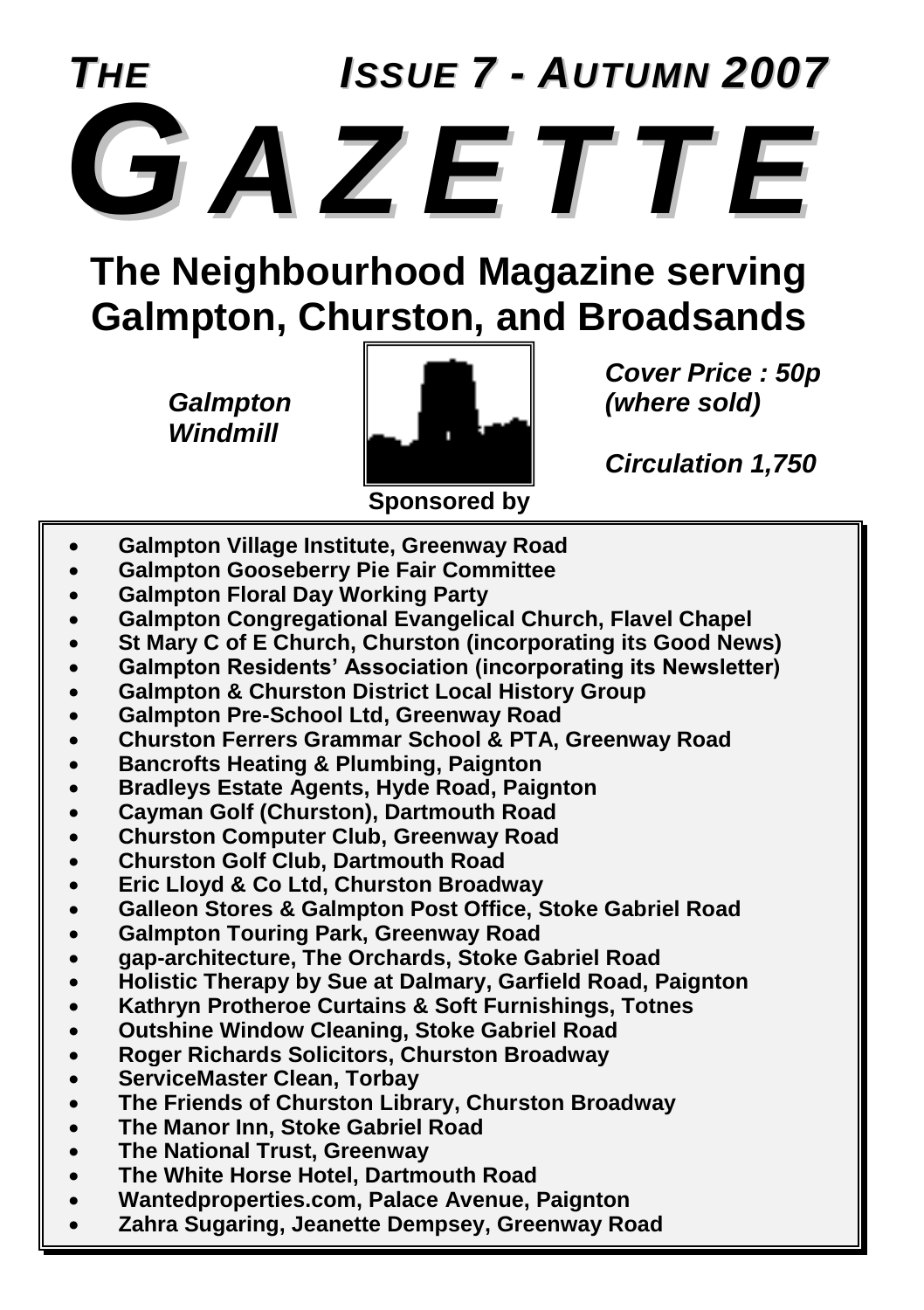# THE GAZETTE

**ISSUE 7 - AUTUMN 2007**

## The Neighbourhood Magazine serving Galmpton, Churston, and Broadsands

*Galmpton Windmill*

*Cover Price : 50p (where sold)*

*Circulation 1,750*

**Sponsored by**

- **Galmpton Village Institute, Greenway Road**
- **Galmpton Gooseberry Pie Fair Committee**
- **Galmpton Floral Day Working Party**
- **Galmpton Congregational Evangelical Church, Flavel Chapel**
- **St Mary C of E Church, Churston (incorporating its Good News)**
- **Galmpton Residents' Association (incorporating its Newsletter)**
- **Galmpton & Churston District Local History Group**
- **Galmpton Pre-School Ltd, Greenway Road**
- **Churston Ferrers Grammar School & PTA, Greenway Road**
- **Bancrofts Heating & Plumbing, Paignton**
- **Bradleys Estate Agents, Hyde Road, Paignton**
- **Cayman Golf (Churston), Dartmouth Road**
- **Churston Computer Club, Greenway Road**
- **Churston Golf Club, Dartmouth Road**
- **Eric Lloyd & Co Ltd, Churston Broadway**
- **Galleon Stores & Galmpton Post Office, Stoke Gabriel Road**
- **Galmpton Touring Park, Greenway Road**
- **gap-architecture, The Orchards, Stoke Gabriel Road**
- **Holistic Therapy by Sue at Dalmary, Garfield Road, Paignton**
- **Kathryn Protheroe Curtains & Soft Furnishings, Totnes**
- **Outshine Window Cleaning, Stoke Gabriel Road**
- **Roger Richards Solicitors, Churston Broadway**
- **ServiceMaster Clean, Torbay**
- **The Friends of Churston Library, Churston Broadway**
- **The Manor Inn, Stoke Gabriel Road**
- **The National Trust, Greenway**
- **The White Horse Hotel, Dartmouth Road**
- **Wantedproperties.com, Palace Avenue, Paignton**
- **Zahra Sugaring, Jeanette Dempsey, Greenway Road**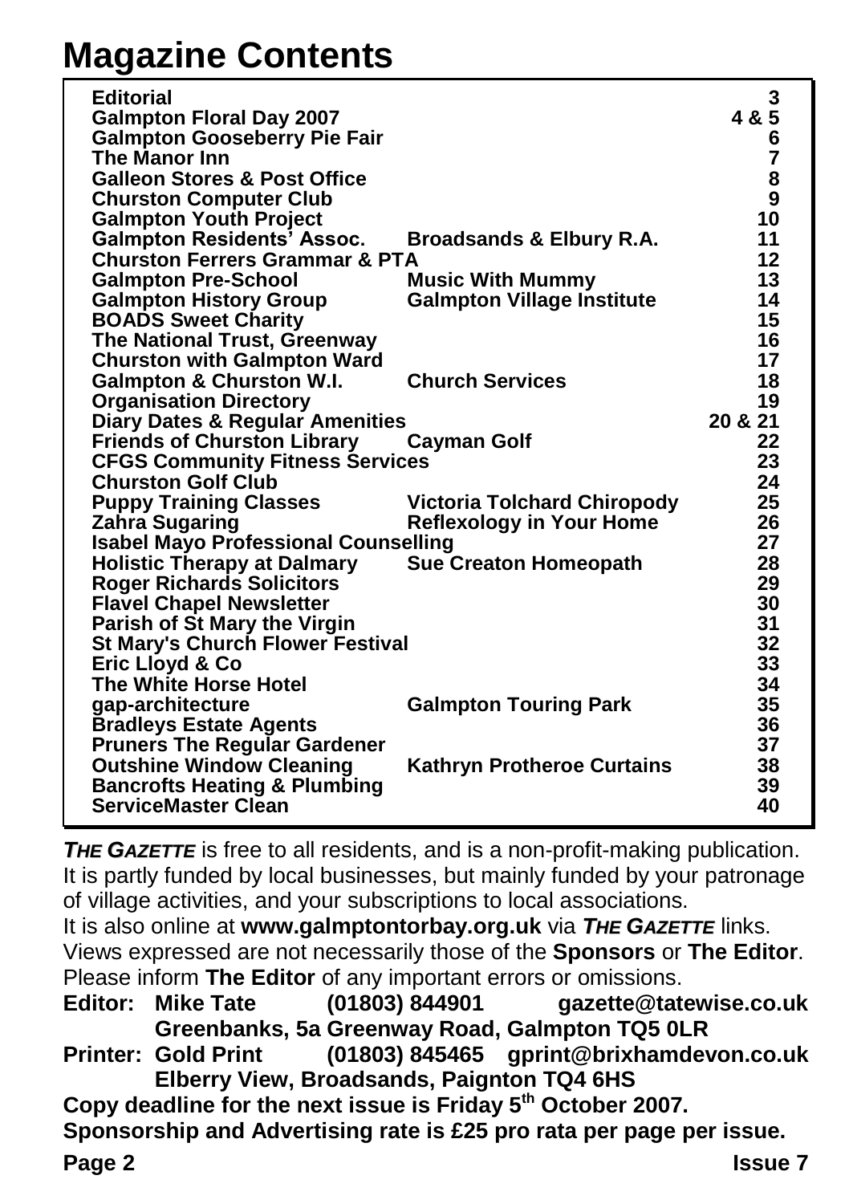# Magazine Contents

| | | |
|---|---|---|
| **Editorial** | | **3** |
| **Galmpton Floral Day 2007** | | **4 & 5** |
| **Galmpton Gooseberry Pie Fair** | | **6** |
| **The Manor Inn** | | **7** |
| **Galleon Stores & Post Office** | | **8** |
| **Churston Computer Club** | | **9** |
| **Galmpton Youth Project** | | **10** |
| **Galmpton Residents' Assoc.** | **Broadsands & Elbury R.A.** | **11** |
| **Churston Ferrers Grammar & PTA** | | **12** |
| **Galmpton Pre-School** | **Music With Mummy** | **13** |
| **Galmpton History Group** | **Galmpton Village Institute** | **14** |
| **BOADS Sweet Charity** | | **15** |
| **The National Trust, Greenway** | | **16** |
| **Churston with Galmpton Ward** | | **17** |
| **Galmpton & Churston W.I.** | **Church Services** | **18** |
| **Organisation Directory** | | **19** |
| **Diary Dates & Regular Amenities** | | **20 & 21** |
| **Friends of Churston Library** | **Cayman Golf** | **22** |
| **CFGS Community Fitness Services** | | **23** |
| **Churston Golf Club** | | **24** |
| **Puppy Training Classes** | **Victoria Tolchard Chiropody** | **25** |
| **Zahra Sugaring** | **Reflexology in Your Home** | **26** |
| **Isabel Mayo Professional Counselling** | | **27** |
| **Holistic Therapy at Dalmary** | **Sue Creaton Homeopath** | **28** |
| **Roger Richards Solicitors** | | **29** |
| **Flavel Chapel Newsletter** | | **30** |
| **Parish of St Mary the Virgin** | | **31** |
| **St Mary's Church Flower Festival** | | **32** |
| **Eric Lloyd & Co** | | **33** |
| **The White Horse Hotel** | | **34** |
| **gap-architecture** | **Galmpton Touring Park** | **35** |
| **Bradleys Estate Agents** | | **36** |
| **Pruners The Regular Gardener** | | **37** |
| **Outshine Window Cleaning** | **Kathryn Protheroe Curtains** | **38** |
| **Bancrofts Heating & Plumbing** | | **39** |
| **ServiceMaster Clean** | | **40** |

***THE GAZETTE*** is free to all residents, and is a non-profit-making publication. It is partly funded by local businesses, but mainly funded by your patronage of village activities, and your subscriptions to local associations.

It is also online at **www.galmptontorbay.org.uk** via ***THE GAZETTE*** links.

Views expressed are not necessarily those of the **Sponsors** or **The Editor**.

Please inform **The Editor** of any important errors or omissions.

**Editor: Mike Tate (01803) 844901 gazette@tatewise.co.uk**
**Greenbanks, 5a Greenway Road, Galmpton TQ5 0LR**

**Printer: Gold Print (01803) 845465 gprint@brixhamdevon.co.uk**
**Elberry View, Broadsands, Paignton TQ4 6HS**

**Copy deadline for the next issue is Friday 5th October 2007.**

**Sponsorship and Advertising rate is £25 pro rata per page per issue.**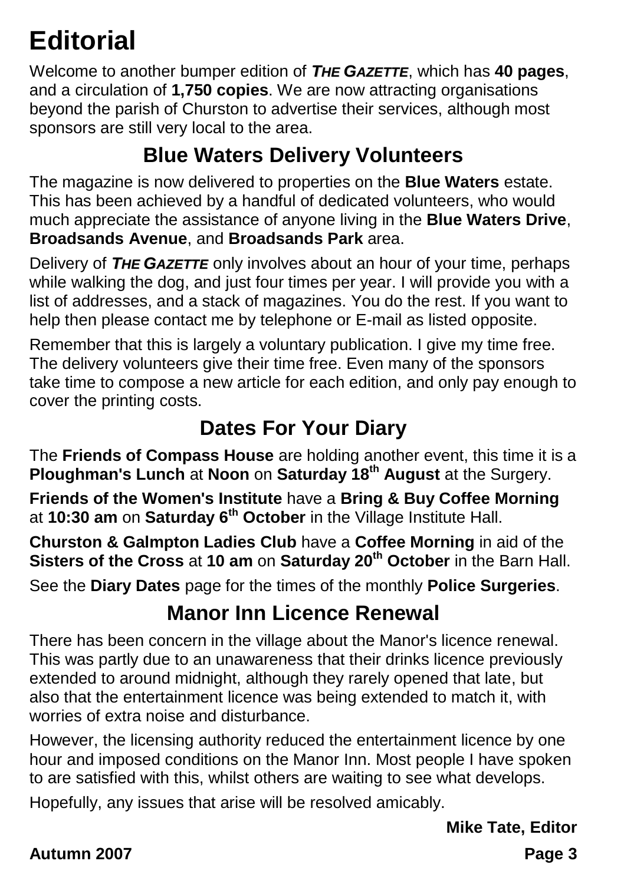# Editorial

Welcome to another bumper edition of ***THE GAZETTE***, which has **40 pages**, and a circulation of **1,750 copies**. We are now attracting organisations beyond the parish of Churston to advertise their services, although most sponsors are still very local to the area.

## Blue Waters Delivery Volunteers

The magazine is now delivered to properties on the **Blue Waters** estate. This has been achieved by a handful of dedicated volunteers, who would much appreciate the assistance of anyone living in the **Blue Waters Drive**, **Broadsands Avenue**, and **Broadsands Park** area.

Delivery of ***THE GAZETTE*** only involves about an hour of your time, perhaps while walking the dog, and just four times per year. I will provide you with a list of addresses, and a stack of magazines. You do the rest. If you want to help then please contact me by telephone or E-mail as listed opposite.

Remember that this is largely a voluntary publication. I give my time free. The delivery volunteers give their time free. Even many of the sponsors take time to compose a new article for each edition, and only pay enough to cover the printing costs.

## Dates For Your Diary

The **Friends of Compass House** are holding another event, this time it is a **Ploughman's Lunch** at **Noon** on **Saturday 18th August** at the Surgery.

**Friends of the Women's Institute** have a **Bring & Buy Coffee Morning** at **10:30 am** on **Saturday 6th October** in the Village Institute Hall.

**Churston & Galmpton Ladies Club** have a **Coffee Morning** in aid of the **Sisters of the Cross** at **10 am** on **Saturday 20th October** in the Barn Hall.

See the **Diary Dates** page for the times of the monthly **Police Surgeries**.

## Manor Inn Licence Renewal

There has been concern in the village about the Manor's licence renewal. This was partly due to an unawareness that their drinks licence previously extended to around midnight, although they rarely opened that late, but also that the entertainment licence was being extended to match it, with worries of extra noise and disturbance.

However, the licensing authority reduced the entertainment licence by one hour and imposed conditions on the Manor Inn. Most people I have spoken to are satisfied with this, whilst others are waiting to see what develops.

Hopefully, any issues that arise will be resolved amicably.

**Mike Tate, Editor**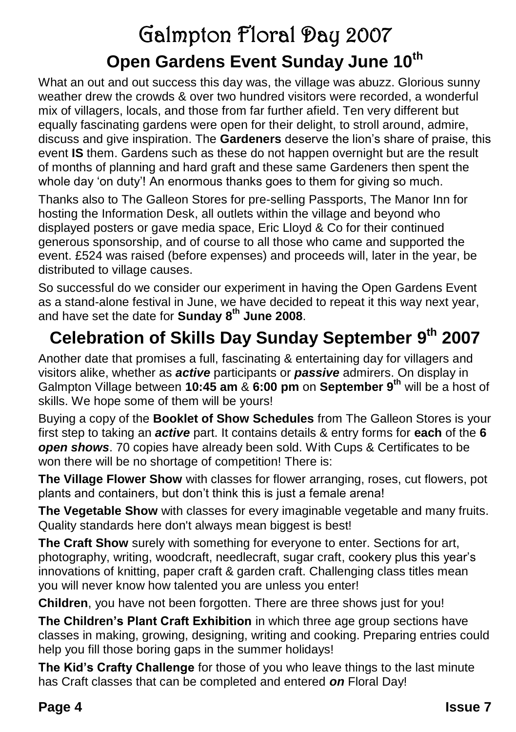// Galmpton Floral Day 2007

## Open Gardens Event Sunday June 10th

What an out and out success this day was, the village was abuzz. Glorious sunny weather drew the crowds & over two hundred visitors were recorded, a wonderful mix of villagers, locals, and those from far further afield. Ten very different but equally fascinating gardens were open for their delight, to stroll around, admire, discuss and give inspiration. The **Gardeners** deserve the lion's share of praise, this event **IS** them. Gardens such as these do not happen overnight but are the result of months of planning and hard graft and these same Gardeners then spent the whole day 'on duty'! An enormous thanks goes to them for giving so much.

Thanks also to The Galleon Stores for pre-selling Passports, The Manor Inn for hosting the Information Desk, all outlets within the village and beyond who displayed posters or gave media space, Eric Lloyd & Co for their continued generous sponsorship, and of course to all those who came and supported the event. £524 was raised (before expenses) and proceeds will, later in the year, be distributed to village causes.

So successful do we consider our experiment in having the Open Gardens Event as a stand-alone festival in June, we have decided to repeat it this way next year, and have set the date for **Sunday 8th June 2008**.

## Celebration of Skills Day Sunday September 9th 2007

Another date that promises a full, fascinating & entertaining day for villagers and visitors alike, whether as ***active*** participants or ***passive*** admirers. On display in Galmpton Village between **10:45 am** & **6:00 pm** on **September 9th** will be a host of skills. We hope some of them will be yours!

Buying a copy of the **Booklet of Show Schedules** from The Galleon Stores is your first step to taking an ***active*** part. It contains details & entry forms for **each** of the **6** ***open shows***. 70 copies have already been sold. With Cups & Certificates to be won there will be no shortage of competition! There is:

**The Village Flower Show** with classes for flower arranging, roses, cut flowers, pot plants and containers, but don't think this is just a female arena!

**The Vegetable Show** with classes for every imaginable vegetable and many fruits. Quality standards here don't always mean biggest is best!

**The Craft Show** surely with something for everyone to enter. Sections for art, photography, writing, woodcraft, needlecraft, sugar craft, cookery plus this year's innovations of knitting, paper craft & garden craft. Challenging class titles mean you will never know how talented you are unless you enter!

**Children**, you have not been forgotten. There are three shows just for you!

**The Children's Plant Craft Exhibition** in which three age group sections have classes in making, growing, designing, writing and cooking. Preparing entries could help you fill those boring gaps in the summer holidays!

**The Kid's Crafty Challenge** for those of you who leave things to the last minute has Craft classes that can be completed and entered ***on*** Floral Day!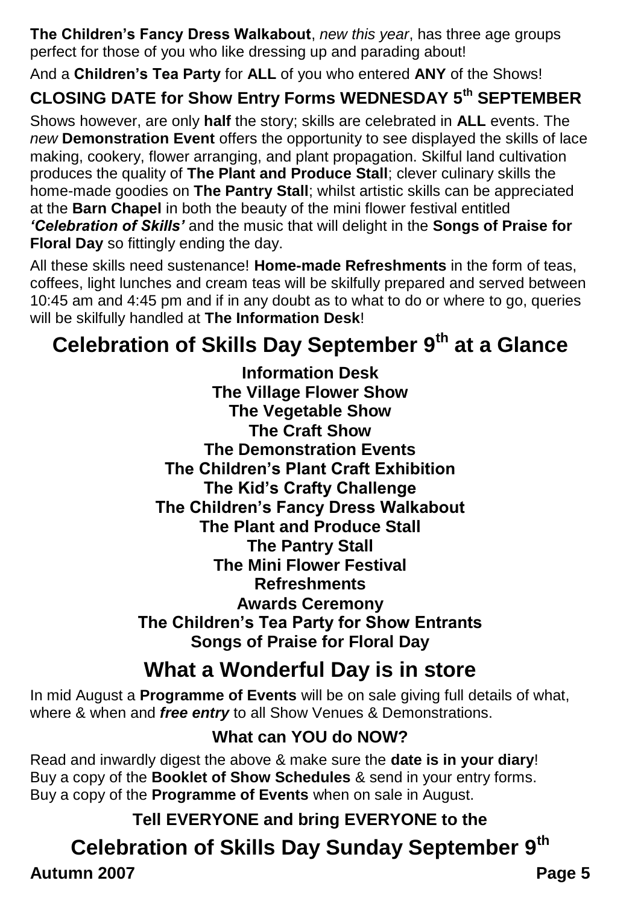**The Children's Fancy Dress Walkabout**, *new this year*, has three age groups perfect for those of you who like dressing up and parading about!

And a **Children's Tea Party** for **ALL** of you who entered **ANY** of the Shows!

### CLOSING DATE for Show Entry Forms WEDNESDAY 5th SEPTEMBER

Shows however, are only **half** the story; skills are celebrated in **ALL** events. The *new* **Demonstration Event** offers the opportunity to see displayed the skills of lace making, cookery, flower arranging, and plant propagation. Skilful land cultivation produces the quality of **The Plant and Produce Stall**; clever culinary skills the home-made goodies on **The Pantry Stall**; whilst artistic skills can be appreciated at the **Barn Chapel** in both the beauty of the mini flower festival entitled ***'Celebration of Skills'*** and the music that will delight in the **Songs of Praise for Floral Day** so fittingly ending the day.

All these skills need sustenance! **Home-made Refreshments** in the form of teas, coffees, light lunches and cream teas will be skilfully prepared and served between 10:45 am and 4:45 pm and if in any doubt as to what to do or where to go, queries will be skilfully handled at **The Information Desk**!

## Celebration of Skills Day September 9th at a Glance

**Information Desk**
**The Village Flower Show**
**The Vegetable Show**
**The Craft Show**
**The Demonstration Events**
**The Children's Plant Craft Exhibition**
**The Kid's Crafty Challenge**
**The Children's Fancy Dress Walkabout**
**The Plant and Produce Stall**
**The Pantry Stall**
**The Mini Flower Festival**
**Refreshments**
**Awards Ceremony**
**The Children's Tea Party for Show Entrants**
**Songs of Praise for Floral Day**

## What a Wonderful Day is in store

In mid August a **Programme of Events** will be on sale giving full details of what, where & when and ***free entry*** to all Show Venues & Demonstrations.

### What can YOU do NOW?

Read and inwardly digest the above & make sure the **date is in your diary**!
Buy a copy of the **Booklet of Show Schedules** & send in your entry forms.
Buy a copy of the **Programme of Events** when on sale in August.

### Tell EVERYONE and bring EVERYONE to the

## Celebration of Skills Day Sunday September 9th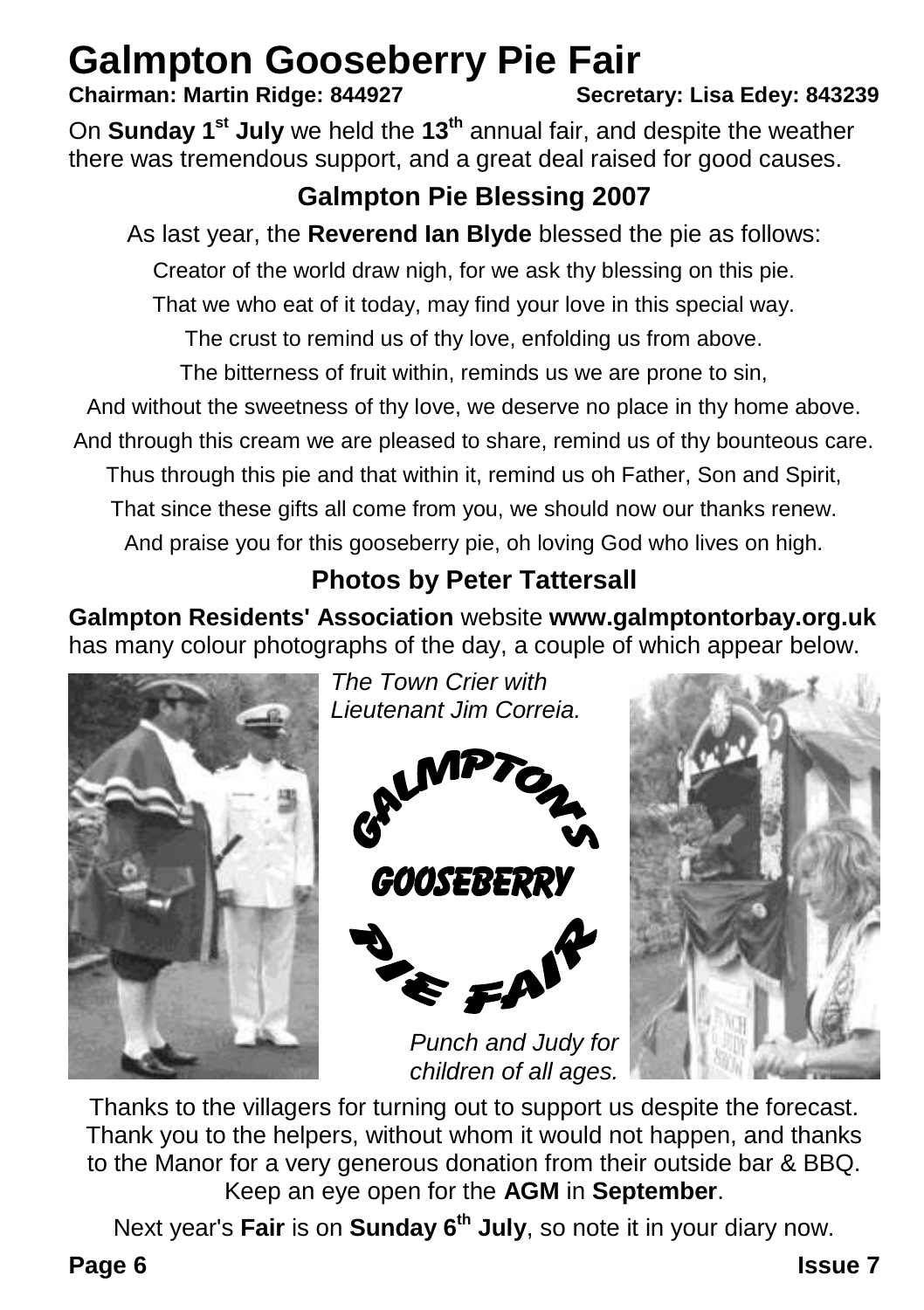# Galmpton Gooseberry Pie Fair

**Chairman: Martin Ridge: 844927** **Secretary: Lisa Edey: 843239**

On **Sunday 1st July** we held the **13th** annual fair, and despite the weather there was tremendous support, and a great deal raised for good causes.

## Galmpton Pie Blessing 2007

As last year, the **Reverend Ian Blyde** blessed the pie as follows:

Creator of the world draw nigh, for we ask thy blessing on this pie.
That we who eat of it today, may find your love in this special way.
The crust to remind us of thy love, enfolding us from above.
The bitterness of fruit within, reminds us we are prone to sin,
And without the sweetness of thy love, we deserve no place in thy home above.
And through this cream we are pleased to share, remind us of thy bounteous care.
Thus through this pie and that within it, remind us oh Father, Son and Spirit,
That since these gifts all come from you, we should now our thanks renew.
And praise you for this gooseberry pie, oh loving God who lives on high.

## Photos by Peter Tattersall

**Galmpton Residents' Association** website **www.galmptontorbay.org.uk** has many colour photographs of the day, a couple of which appear below.

*The Town Crier with Lieutenant Jim Correia.*

GALMPTON'S GOOSEBERRY PIE FAIR

*Punch and Judy for children of all ages.*

Thanks to the villagers for turning out to support us despite the forecast. Thank you to the helpers, without whom it would not happen, and thanks to the Manor for a very generous donation from their outside bar & BBQ. Keep an eye open for the **AGM** in **September**.

Next year's **Fair** is on **Sunday 6th July**, so note it in your diary now.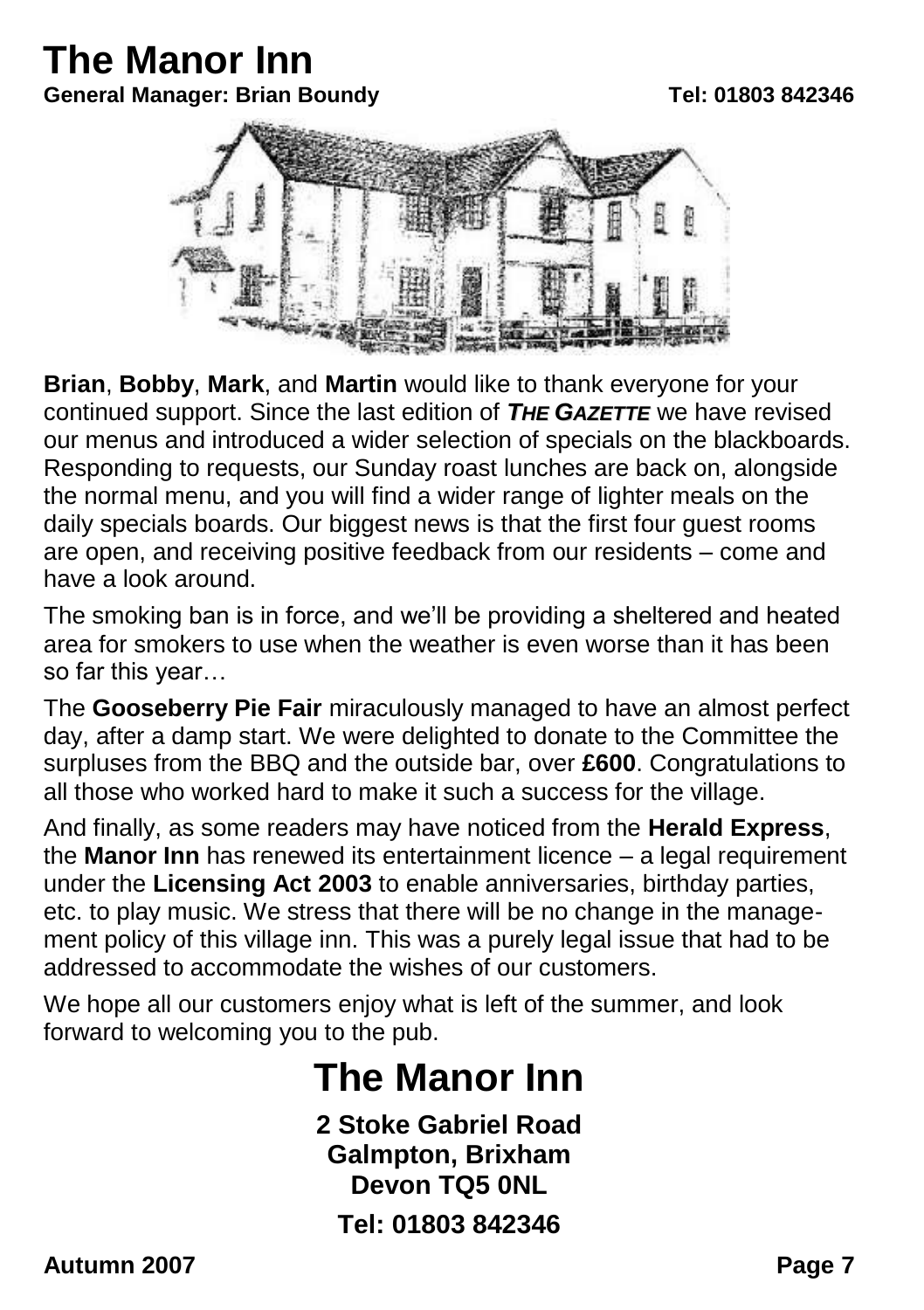# The Manor Inn

**General Manager: Brian Boundy** **Tel: 01803 842346**

**Brian**, **Bobby**, **Mark**, and **Martin** would like to thank everyone for your continued support. Since the last edition of ***THE GAZETTE*** we have revised our menus and introduced a wider selection of specials on the blackboards. Responding to requests, our Sunday roast lunches are back on, alongside the normal menu, and you will find a wider range of lighter meals on the daily specials boards. Our biggest news is that the first four guest rooms are open, and receiving positive feedback from our residents – come and have a look around.

The smoking ban is in force, and we'll be providing a sheltered and heated area for smokers to use when the weather is even worse than it has been so far this year…

The **Gooseberry Pie Fair** miraculously managed to have an almost perfect day, after a damp start. We were delighted to donate to the Committee the surpluses from the BBQ and the outside bar, over **£600**. Congratulations to all those who worked hard to make it such a success for the village.

And finally, as some readers may have noticed from the **Herald Express**, the **Manor Inn** has renewed its entertainment licence – a legal requirement under the **Licensing Act 2003** to enable anniversaries, birthday parties, etc. to play music. We stress that there will be no change in the management policy of this village inn. This was a purely legal issue that had to be addressed to accommodate the wishes of our customers.

We hope all our customers enjoy what is left of the summer, and look forward to welcoming you to the pub.

## The Manor Inn

**2 Stoke Gabriel Road**
**Galmpton, Brixham**
**Devon TQ5 0NL**

**Tel: 01803 842346**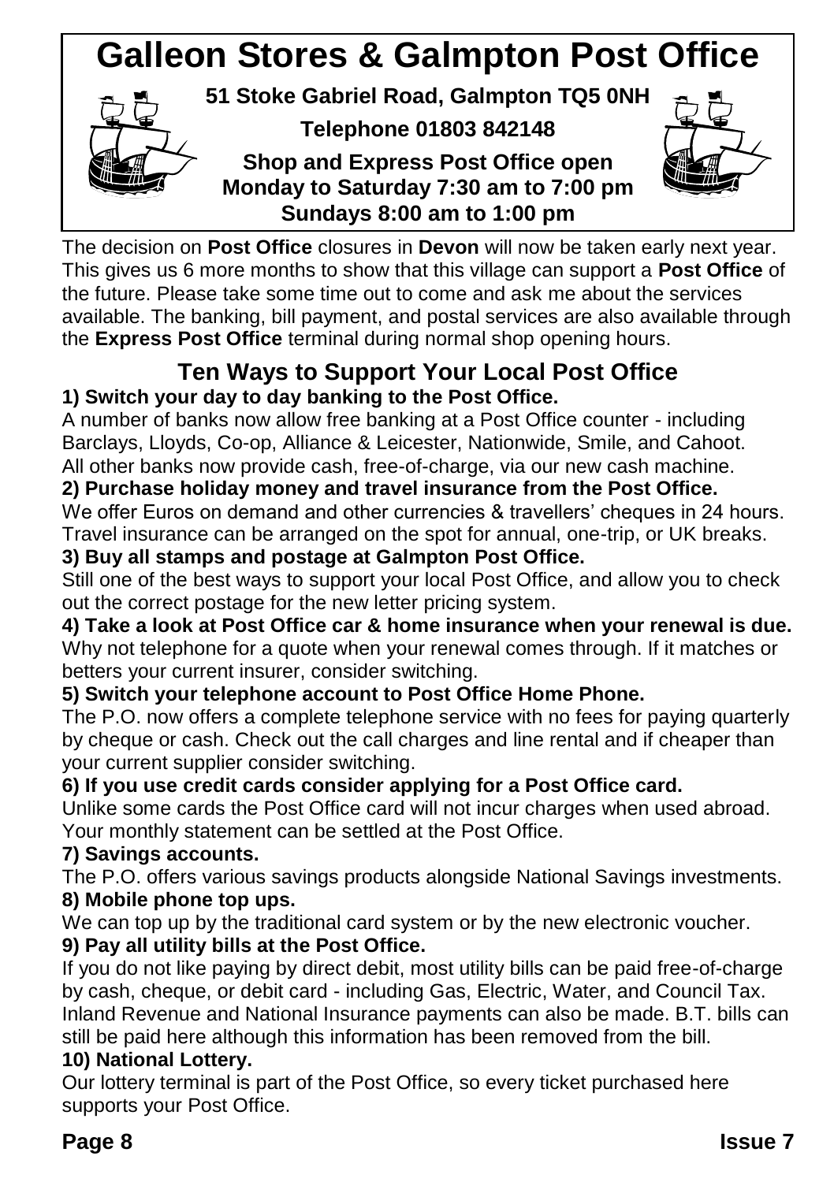# Galleon Stores & Galmpton Post Office

**51 Stoke Gabriel Road, Galmpton TQ5 0NH**

**Telephone 01803 842148**

**Shop and Express Post Office open**
**Monday to Saturday 7:30 am to 7:00 pm**
**Sundays 8:00 am to 1:00 pm**

The decision on **Post Office** closures in **Devon** will now be taken early next year. This gives us 6 more months to show that this village can support a **Post Office** of the future. Please take some time out to come and ask me about the services available. The banking, bill payment, and postal services are also available through the **Express Post Office** terminal during normal shop opening hours.

## Ten Ways to Support Your Local Post Office

**1) Switch your day to day banking to the Post Office.**
A number of banks now allow free banking at a Post Office counter - including Barclays, Lloyds, Co-op, Alliance & Leicester, Nationwide, Smile, and Cahoot. All other banks now provide cash, free-of-charge, via our new cash machine.

**2) Purchase holiday money and travel insurance from the Post Office.**
We offer Euros on demand and other currencies & travellers' cheques in 24 hours. Travel insurance can be arranged on the spot for annual, one-trip, or UK breaks.

**3) Buy all stamps and postage at Galmpton Post Office.**
Still one of the best ways to support your local Post Office, and allow you to check out the correct postage for the new letter pricing system.

**4) Take a look at Post Office car & home insurance when your renewal is due.**
Why not telephone for a quote when your renewal comes through. If it matches or betters your current insurer, consider switching.

**5) Switch your telephone account to Post Office Home Phone.**
The P.O. now offers a complete telephone service with no fees for paying quarterly by cheque or cash. Check out the call charges and line rental and if cheaper than your current supplier consider switching.

**6) If you use credit cards consider applying for a Post Office card.**
Unlike some cards the Post Office card will not incur charges when used abroad. Your monthly statement can be settled at the Post Office.

**7) Savings accounts.**
The P.O. offers various savings products alongside National Savings investments.

**8) Mobile phone top ups.**
We can top up by the traditional card system or by the new electronic voucher.

**9) Pay all utility bills at the Post Office.**
If you do not like paying by direct debit, most utility bills can be paid free-of-charge by cash, cheque, or debit card - including Gas, Electric, Water, and Council Tax. Inland Revenue and National Insurance payments can also be made. B.T. bills can still be paid here although this information has been removed from the bill.

**10) National Lottery.**
Our lottery terminal is part of the Post Office, so every ticket purchased here supports your Post Office.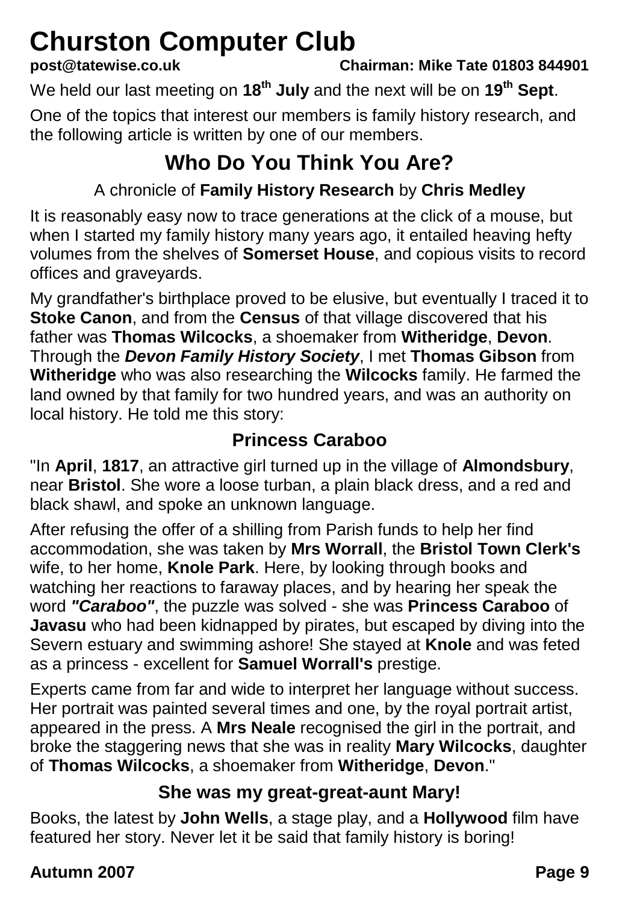# Churston Computer Club

**post@tatewise.co.uk** **Chairman: Mike Tate 01803 844901**

We held our last meeting on **18th July** and the next will be on **19th Sept**.

One of the topics that interest our members is family history research, and the following article is written by one of our members.

## Who Do You Think You Are?

A chronicle of **Family History Research** by **Chris Medley**

It is reasonably easy now to trace generations at the click of a mouse, but when I started my family history many years ago, it entailed heaving hefty volumes from the shelves of **Somerset House**, and copious visits to record offices and graveyards.

My grandfather's birthplace proved to be elusive, but eventually I traced it to **Stoke Canon**, and from the **Census** of that village discovered that his father was **Thomas Wilcocks**, a shoemaker from **Witheridge**, **Devon**. Through the ***Devon Family History Society***, I met **Thomas Gibson** from **Witheridge** who was also researching the **Wilcocks** family. He farmed the land owned by that family for two hundred years, and was an authority on local history. He told me this story:

### Princess Caraboo

"In **April**, **1817**, an attractive girl turned up in the village of **Almondsbury**, near **Bristol**. She wore a loose turban, a plain black dress, and a red and black shawl, and spoke an unknown language.

After refusing the offer of a shilling from Parish funds to help her find accommodation, she was taken by **Mrs Worrall**, the **Bristol Town Clerk's** wife, to her home, **Knole Park**. Here, by looking through books and watching her reactions to faraway places, and by hearing her speak the word ***"Caraboo"***, the puzzle was solved - she was **Princess Caraboo** of **Javasu** who had been kidnapped by pirates, but escaped by diving into the Severn estuary and swimming ashore! She stayed at **Knole** and was feted as a princess - excellent for **Samuel Worrall's** prestige.

Experts came from far and wide to interpret her language without success. Her portrait was painted several times and one, by the royal portrait artist, appeared in the press. A **Mrs Neale** recognised the girl in the portrait, and broke the staggering news that she was in reality **Mary Wilcocks**, daughter of **Thomas Wilcocks**, a shoemaker from **Witheridge**, **Devon**."

### She was my great-great-aunt Mary!

Books, the latest by **John Wells**, a stage play, and a **Hollywood** film have featured her story. Never let it be said that family history is boring!

**Autumn 2007**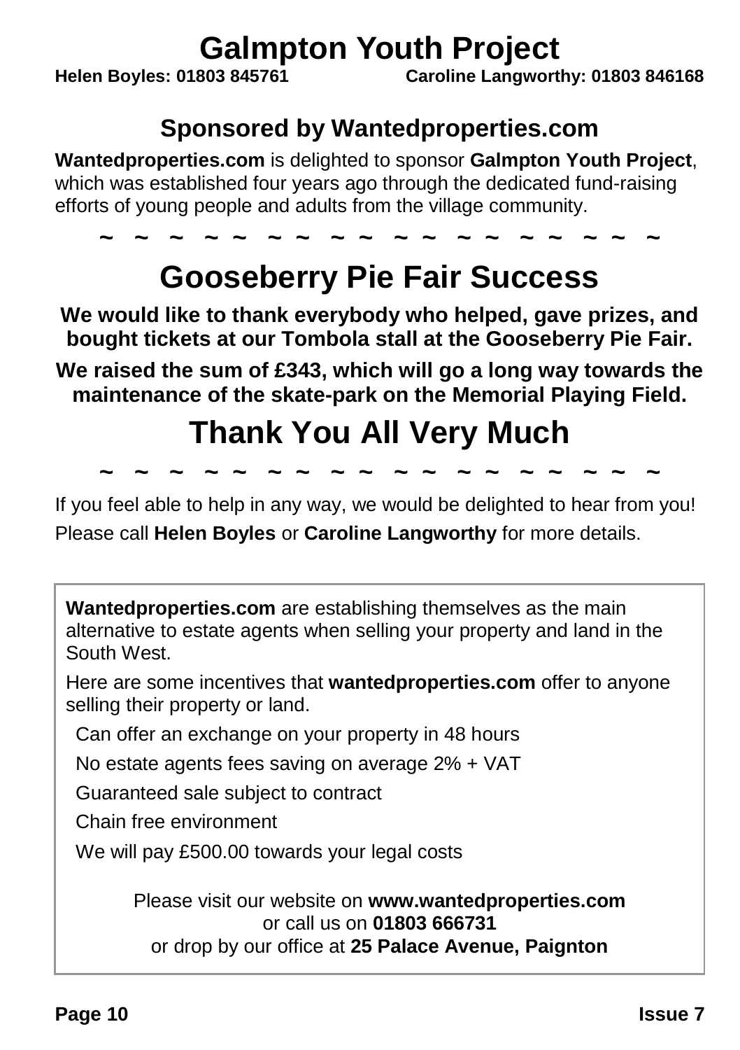# Galmpton Youth Project

**Helen Boyles: 01803 845761** **Caroline Langworthy: 01803 846168**

## Sponsored by Wantedproperties.com

**Wantedproperties.com** is delighted to sponsor **Galmpton Youth Project**, which was established four years ago through the dedicated fund-raising efforts of young people and adults from the village community.

~ ~ ~ ~ ~ ~ ~ ~ ~ ~ ~ ~ ~ ~ ~ ~ ~ ~ ~

# Gooseberry Pie Fair Success

**We would like to thank everybody who helped, gave prizes, and bought tickets at our Tombola stall at the Gooseberry Pie Fair.**

**We raised the sum of £343, which will go a long way towards the maintenance of the skate-park on the Memorial Playing Field.**

# Thank You All Very Much

~ ~ ~ ~ ~ ~ ~ ~ ~ ~ ~ ~ ~ ~ ~ ~ ~ ~ ~

If you feel able to help in any way, we would be delighted to hear from you!

Please call **Helen Boyles** or **Caroline Langworthy** for more details.

**Wantedproperties.com** are establishing themselves as the main alternative to estate agents when selling your property and land in the South West.

Here are some incentives that **wantedproperties.com** offer to anyone selling their property or land.

- Can offer an exchange on your property in 48 hours
- No estate agents fees saving on average 2% + VAT
- Guaranteed sale subject to contract
- Chain free environment
- We will pay £500.00 towards your legal costs

Please visit our website on **www.wantedproperties.com**
or call us on **01803 666731**
or drop by our office at **25 Palace Avenue, Paignton**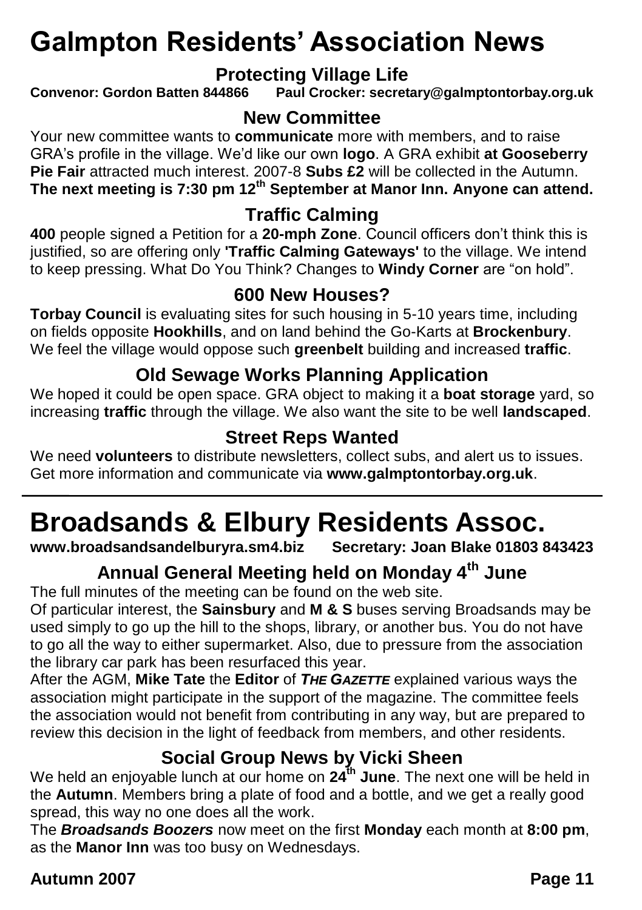# Galmpton Residents' Association News

## Protecting Village Life

**Convenor: Gordon Batten 844866 Paul Crocker: secretary@galmptontorbay.org.uk**

### New Committee

Your new committee wants to **communicate** more with members, and to raise GRA's profile in the village. We'd like our own **logo**. A GRA exhibit **at Gooseberry Pie Fair** attracted much interest. 2007-8 **Subs £2** will be collected in the Autumn. **The next meeting is 7:30 pm 12th September at Manor Inn. Anyone can attend.**

### Traffic Calming

**400** people signed a Petition for a **20-mph Zone**. Council officers don't think this is justified, so are offering only **'Traffic Calming Gateways'** to the village. We intend to keep pressing. What Do You Think? Changes to **Windy Corner** are "on hold".

### 600 New Houses?

**Torbay Council** is evaluating sites for such housing in 5-10 years time, including on fields opposite **Hookhills**, and on land behind the Go-Karts at **Brockenbury**. We feel the village would oppose such **greenbelt** building and increased **traffic**.

### Old Sewage Works Planning Application

We hoped it could be open space. GRA object to making it a **boat storage** yard, so increasing **traffic** through the village. We also want the site to be well **landscaped**.

### Street Reps Wanted

We need **volunteers** to distribute newsletters, collect subs, and alert us to issues. Get more information and communicate via **www.galmptontorbay.org.uk**.

---

# Broadsands & Elbury Residents Assoc.

**www.broadsandsandelburyra.sm4.biz Secretary: Joan Blake 01803 843423**

### Annual General Meeting held on Monday 4th June

The full minutes of the meeting can be found on the web site.

Of particular interest, the **Sainsbury** and **M & S** buses serving Broadsands may be used simply to go up the hill to the shops, library, or another bus. You do not have to go all the way to either supermarket. Also, due to pressure from the association the library car park has been resurfaced this year.

After the AGM, **Mike Tate** the **Editor** of ***THE GAZETTE*** explained various ways the association might participate in the support of the magazine. The committee feels the association would not benefit from contributing in any way, but are prepared to review this decision in the light of feedback from members, and other residents.

### Social Group News by Vicki Sheen

We held an enjoyable lunch at our home on **24th June**. The next one will be held in the **Autumn**. Members bring a plate of food and a bottle, and we get a really good spread, this way no one does all the work.

The ***Broadsands Boozers*** now meet on the first **Monday** each month at **8:00 pm**, as the **Manor Inn** was too busy on Wednesdays.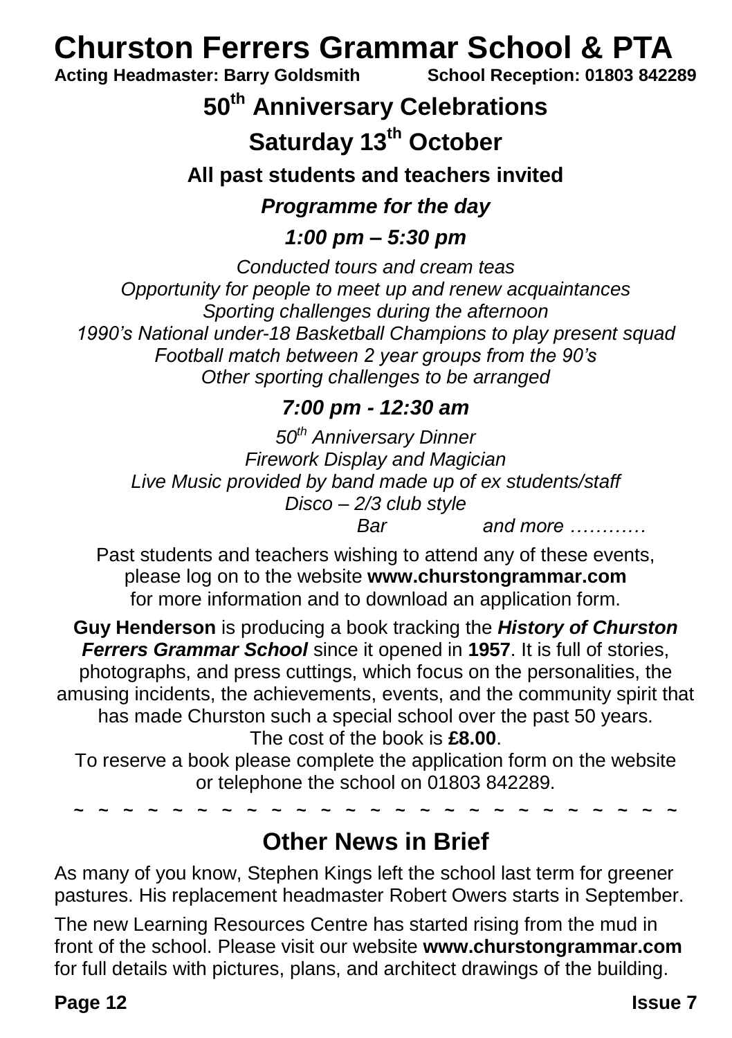# Churston Ferrers Grammar School & PTA

**Acting Headmaster: Barry Goldsmith** **School Reception: 01803 842289**

## 50th Anniversary Celebrations

## Saturday 13th October

**All past students and teachers invited**

***Programme for the day***

***1:00 pm – 5:30 pm***

*Conducted tours and cream teas*
*Opportunity for people to meet up and renew acquaintances*
*Sporting challenges during the afternoon*
*1990's National under-18 Basketball Champions to play present squad*
*Football match between 2 year groups from the 90's*
*Other sporting challenges to be arranged*

***7:00 pm - 12:30 am***

*50th Anniversary Dinner*
*Firework Display and Magician*
*Live Music provided by band made up of ex students/staff*
*Disco – 2/3 club style*
*Bar* *and more …………*

Past students and teachers wishing to attend any of these events, please log on to the website **www.churstongrammar.com** for more information and to download an application form.

**Guy Henderson** is producing a book tracking the ***History of Churston Ferrers Grammar School*** since it opened in **1957**. It is full of stories, photographs, and press cuttings, which focus on the personalities, the amusing incidents, the achievements, events, and the community spirit that has made Churston such a special school over the past 50 years.
The cost of the book is **£8.00**.
To reserve a book please complete the application form on the website or telephone the school on 01803 842289.

~ ~ ~ ~ ~ ~ ~ ~ ~ ~ ~ ~ ~ ~ ~ ~ ~ ~ ~ ~ ~ ~ ~ ~ ~ ~ ~

## Other News in Brief

As many of you know, Stephen Kings left the school last term for greener pastures. His replacement headmaster Robert Owers starts in September.

The new Learning Resources Centre has started rising from the mud in front of the school. Please visit our website **www.churstongrammar.com** for full details with pictures, plans, and architect drawings of the building.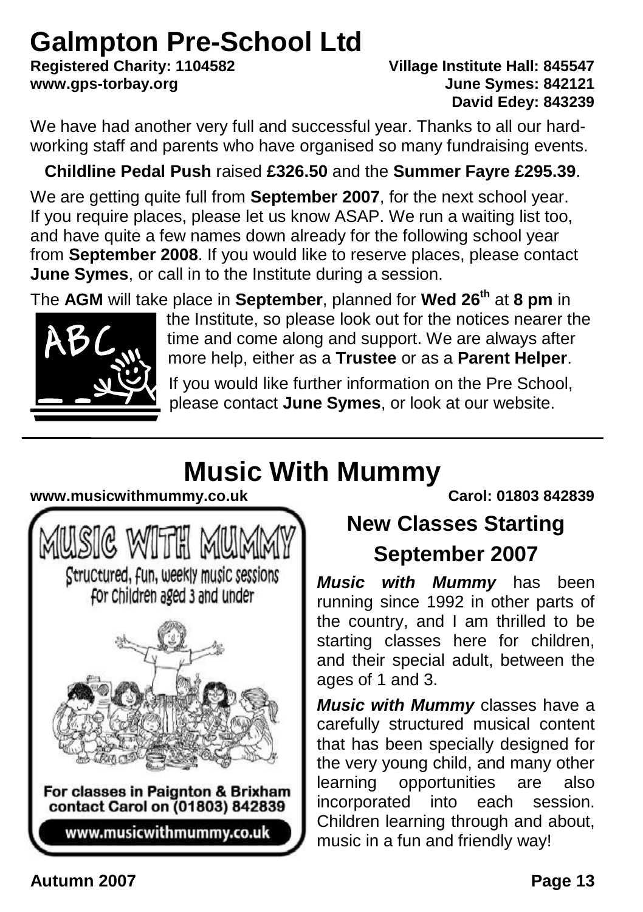# Galmpton Pre-School Ltd

**Registered Charity: 1104582**
**www.gps-torbay.org**

**Village Institute Hall: 845547**
**June Symes: 842121**
**David Edey: 843239**

We have had another very full and successful year. Thanks to all our hard-working staff and parents who have organised so many fundraising events.

**Childline Pedal Push** raised **£326.50** and the **Summer Fayre £295.39**.

We are getting quite full from **September 2007**, for the next school year. If you require places, please let us know ASAP. We run a waiting list too, and have quite a few names down already for the following school year from **September 2008**. If you would like to reserve places, please contact **June Symes**, or call in to the Institute during a session.

The **AGM** will take place in **September**, planned for **Wed 26th** at **8 pm** in the Institute, so please look out for the notices nearer the time and come along and support. We are always after more help, either as a **Trustee** or as a **Parent Helper**.

If you would like further information on the Pre School, please contact **June Symes**, or look at our website.

---

# Music With Mummy

**www.musicwithmummy.co.uk**

**Carol: 01803 842839**

MUSIC WITH MUMMY

Structured, fun, weekly music sessions for children aged 3 and under

For classes in Paignton & Brixham contact Carol on (01803) 842839

www.musicwithmummy.co.uk

## New Classes Starting September 2007

***Music with Mummy*** has been running since 1992 in other parts of the country, and I am thrilled to be starting classes here for children, and their special adult, between the ages of 1 and 3.

***Music with Mummy*** classes have a carefully structured musical content that has been specially designed for the very young child, and many other learning opportunities are also incorporated into each session. Children learning through and about, music in a fun and friendly way!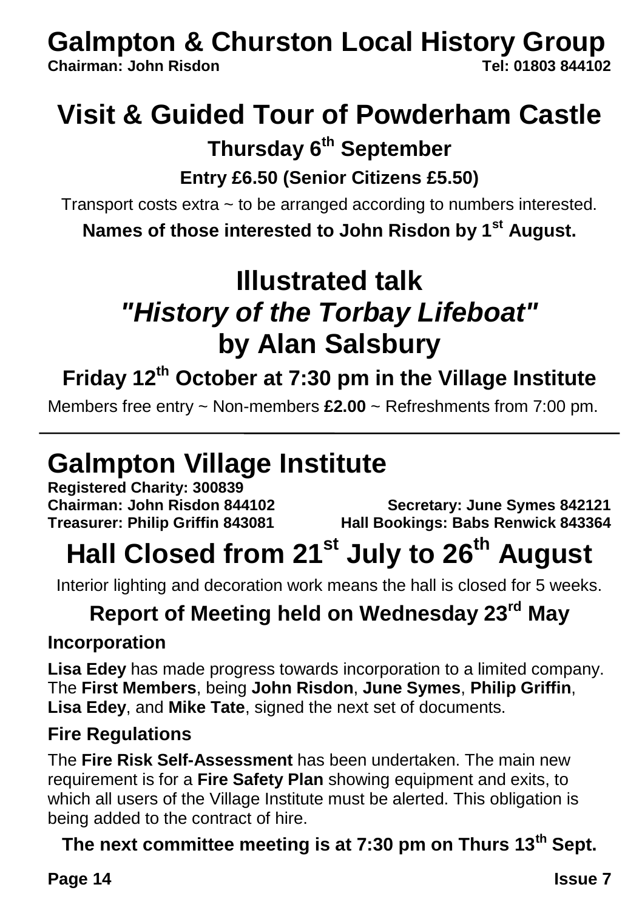# Galmpton & Churston Local History Group

**Chairman: John Risdon** **Tel: 01803 844102**

## Visit & Guided Tour of Powderham Castle

### Thursday 6th September

**Entry £6.50 (Senior Citizens £5.50)**

Transport costs extra ~ to be arranged according to numbers interested.

**Names of those interested to John Risdon by 1st August.**

## Illustrated talk *"History of the Torbay Lifeboat"* by Alan Salsbury

### Friday 12th October at 7:30 pm in the Village Institute

Members free entry ~ Non-members **£2.00** ~ Refreshments from 7:00 pm.

---

# Galmpton Village Institute

**Registered Charity: 300839**
**Chairman: John Risdon 844102** **Secretary: June Symes 842121**
**Treasurer: Philip Griffin 843081** **Hall Bookings: Babs Renwick 843364**

## Hall Closed from 21st July to 26th August

Interior lighting and decoration work means the hall is closed for 5 weeks.

### Report of Meeting held on Wednesday 23rd May

#### Incorporation

**Lisa Edey** has made progress towards incorporation to a limited company. The **First Members**, being **John Risdon**, **June Symes**, **Philip Griffin**, **Lisa Edey**, and **Mike Tate**, signed the next set of documents.

#### Fire Regulations

The **Fire Risk Self-Assessment** has been undertaken. The main new requirement is for a **Fire Safety Plan** showing equipment and exits, to which all users of the Village Institute must be alerted. This obligation is being added to the contract of hire.

**The next committee meeting is at 7:30 pm on Thurs 13th Sept.**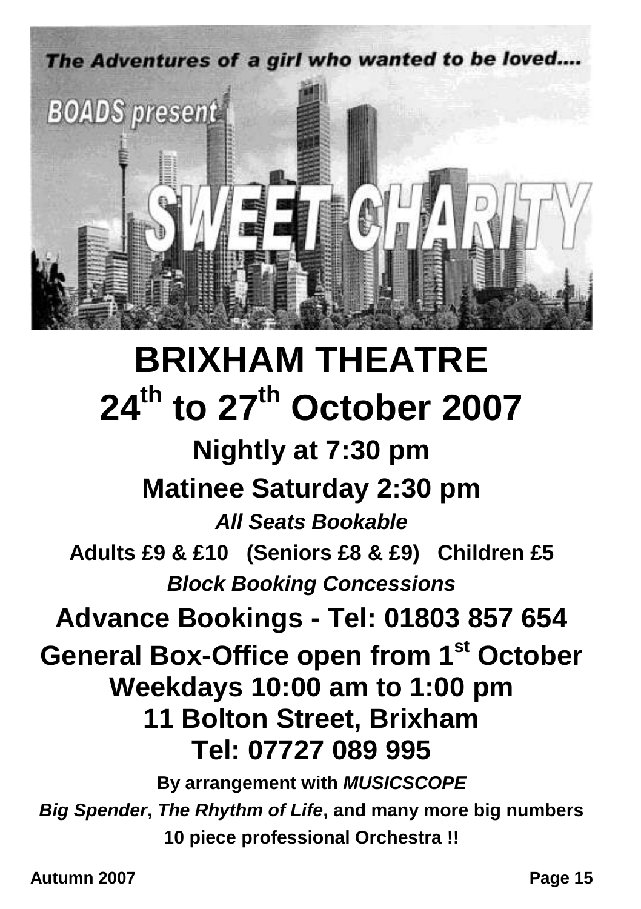The Adventures of a girl who wanted to be loved....

BOADS present

# SWEET CHARITY

# BRIXHAM THEATRE

# 24th to 27th October 2007

## Nightly at 7:30 pm

## Matinee Saturday 2:30 pm

***All Seats Bookable***

**Adults £9 & £10 (Seniors £8 & £9) Children £5**

***Block Booking Concessions***

## Advance Bookings - Tel: 01803 857 654

## General Box-Office open from 1st October

## Weekdays 10:00 am to 1:00 pm

## 11 Bolton Street, Brixham

## Tel: 07727 089 995

**By arrangement with *MUSICSCOPE***

***Big Spender*, *The Rhythm of Life*, and many more big numbers**

**10 piece professional Orchestra !!**

**Autumn 2007**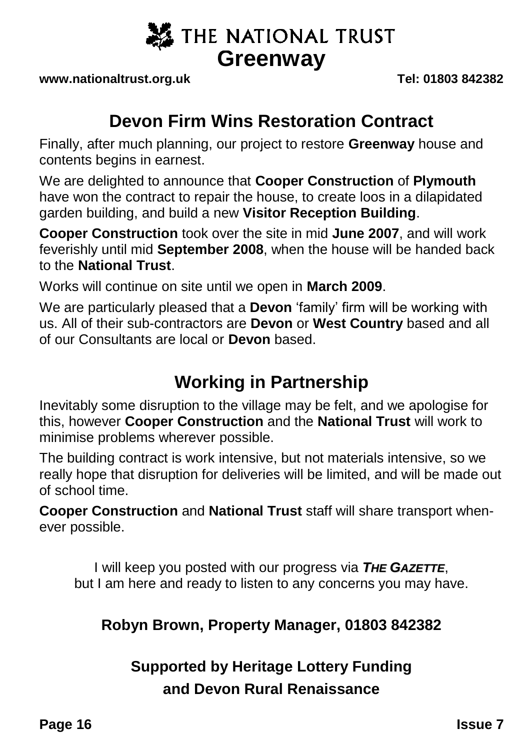# THE NATIONAL TRUST

# Greenway

**www.nationaltrust.org.uk** **Tel: 01803 842382**

## Devon Firm Wins Restoration Contract

Finally, after much planning, our project to restore **Greenway** house and contents begins in earnest.

We are delighted to announce that **Cooper Construction** of **Plymouth** have won the contract to repair the house, to create loos in a dilapidated garden building, and build a new **Visitor Reception Building**.

**Cooper Construction** took over the site in mid **June 2007**, and will work feverishly until mid **September 2008**, when the house will be handed back to the **National Trust**.

Works will continue on site until we open in **March 2009**.

We are particularly pleased that a **Devon** 'family' firm will be working with us. All of their sub-contractors are **Devon** or **West Country** based and all of our Consultants are local or **Devon** based.

## Working in Partnership

Inevitably some disruption to the village may be felt, and we apologise for this, however **Cooper Construction** and the **National Trust** will work to minimise problems wherever possible.

The building contract is work intensive, but not materials intensive, so we really hope that disruption for deliveries will be limited, and will be made out of school time.

**Cooper Construction** and **National Trust** staff will share transport whenever possible.

I will keep you posted with our progress via ***THE GAZETTE***, but I am here and ready to listen to any concerns you may have.

**Robyn Brown, Property Manager, 01803 842382**

**Supported by Heritage Lottery Funding and Devon Rural Renaissance**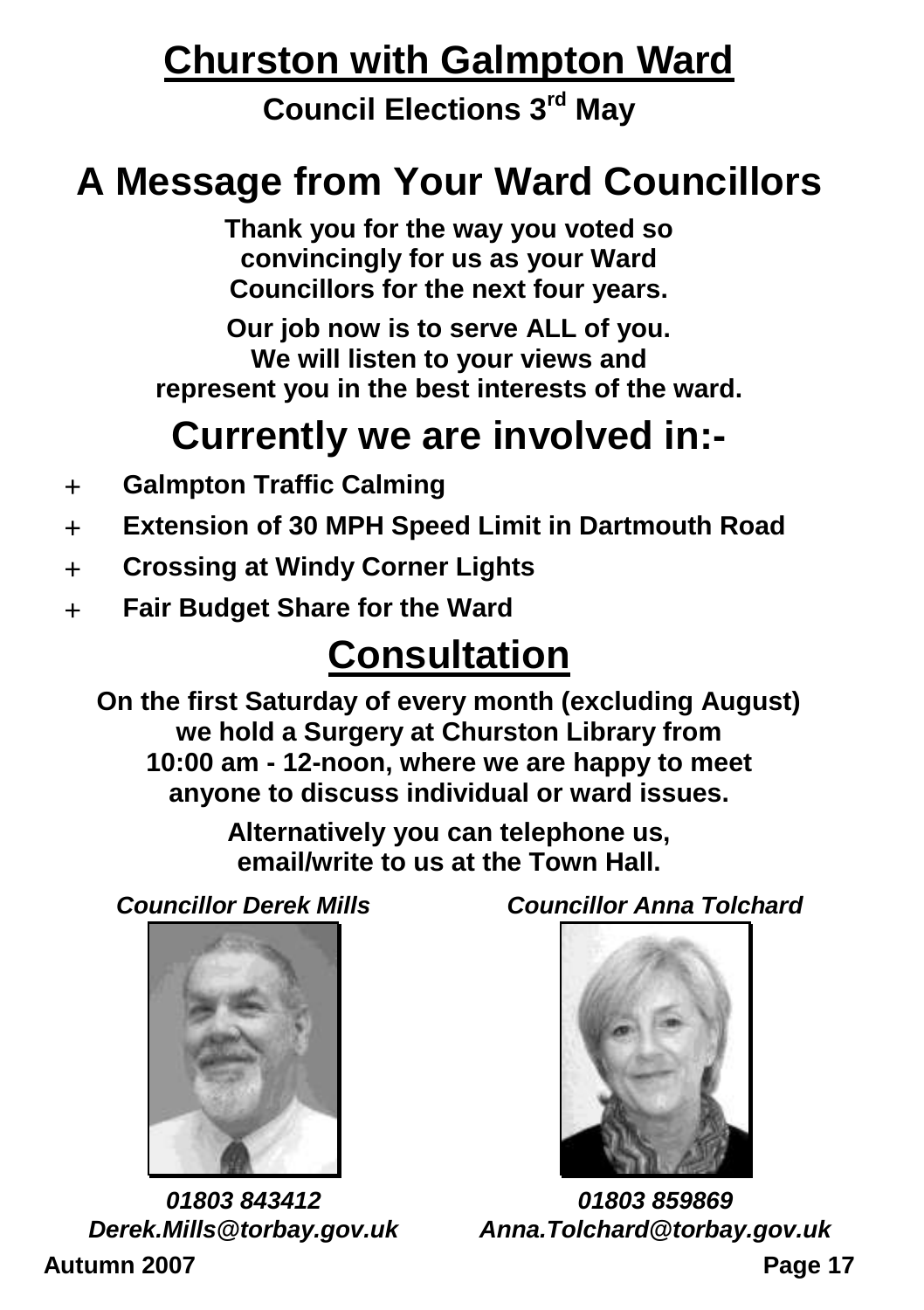# Churston with Galmpton Ward

**Council Elections 3rd May**

## A Message from Your Ward Councillors

**Thank you for the way you voted so convincingly for us as your Ward Councillors for the next four years.**

**Our job now is to serve ALL of you. We will listen to your views and represent you in the best interests of the ward.**

## Currently we are involved in:-

- **Galmpton Traffic Calming**
- **Extension of 30 MPH Speed Limit in Dartmouth Road**
- **Crossing at Windy Corner Lights**
- **Fair Budget Share for the Ward**

## Consultation

**On the first Saturday of every month (excluding August) we hold a Surgery at Churston Library from 10:00 am - 12-noon, where we are happy to meet anyone to discuss individual or ward issues.**

**Alternatively you can telephone us, email/write to us at the Town Hall.**

***Councillor Derek Mills***

***01803 843412***
***Derek.Mills@torbay.gov.uk***

***Councillor Anna Tolchard***

***01803 859869***
***Anna.Tolchard@torbay.gov.uk***

**Autumn 2007**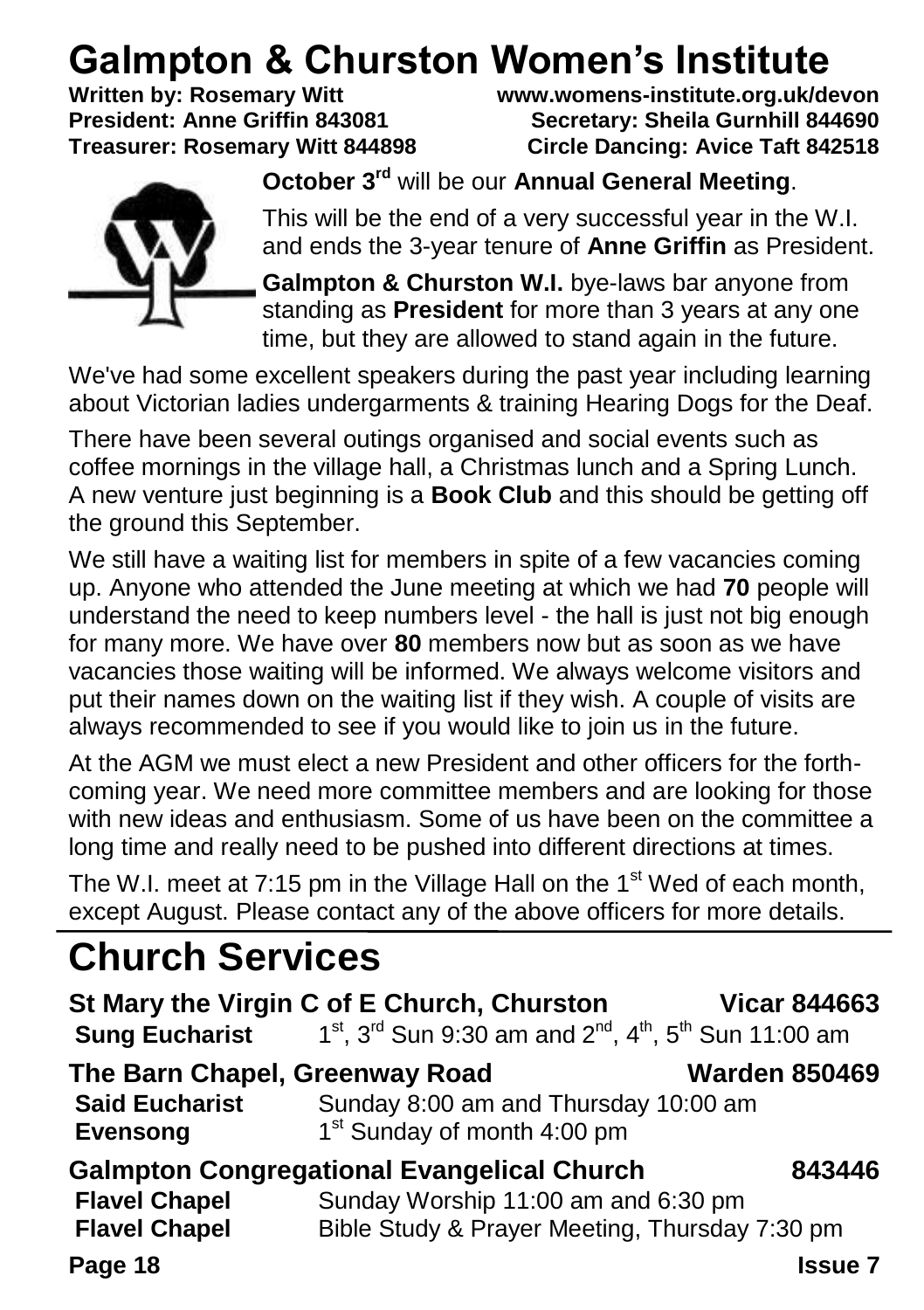# Galmpton & Churston Women's Institute

**Written by: Rosemary Witt** **www.womens-institute.org.uk/devon**
**President: Anne Griffin 843081** **Secretary: Sheila Gurnhill 844690**
**Treasurer: Rosemary Witt 844898** **Circle Dancing: Avice Taft 842518**

**October 3rd** will be our **Annual General Meeting**.

This will be the end of a very successful year in the W.I. and ends the 3-year tenure of **Anne Griffin** as President.

**Galmpton & Churston W.I.** bye-laws bar anyone from standing as **President** for more than 3 years at any one time, but they are allowed to stand again in the future.

We've had some excellent speakers during the past year including learning about Victorian ladies undergarments & training Hearing Dogs for the Deaf.

There have been several outings organised and social events such as coffee mornings in the village hall, a Christmas lunch and a Spring Lunch. A new venture just beginning is a **Book Club** and this should be getting off the ground this September.

We still have a waiting list for members in spite of a few vacancies coming up. Anyone who attended the June meeting at which we had **70** people will understand the need to keep numbers level - the hall is just not big enough for many more. We have over **80** members now but as soon as we have vacancies those waiting will be informed. We always welcome visitors and put their names down on the waiting list if they wish. A couple of visits are always recommended to see if you would like to join us in the future.

At the AGM we must elect a new President and other officers for the forth-coming year. We need more committee members and are looking for those with new ideas and enthusiasm. Some of us have been on the committee a long time and really need to be pushed into different directions at times.

The W.I. meet at 7:15 pm in the Village Hall on the 1st Wed of each month, except August. Please contact any of the above officers for more details.

# Church Services

**St Mary the Virgin C of E Church, Churston** **Vicar 844663**

**Sung Eucharist** 1st, 3rd Sun 9:30 am and 2nd, 4th, 5th Sun 11:00 am

**The Barn Chapel, Greenway Road** **Warden 850469**

**Said Eucharist** Sunday 8:00 am and Thursday 10:00 am
**Evensong** 1st Sunday of month 4:00 pm

**Galmpton Congregational Evangelical Church** **843446**

**Flavel Chapel** Sunday Worship 11:00 am and 6:30 pm
**Flavel Chapel** Bible Study & Prayer Meeting, Thursday 7:30 pm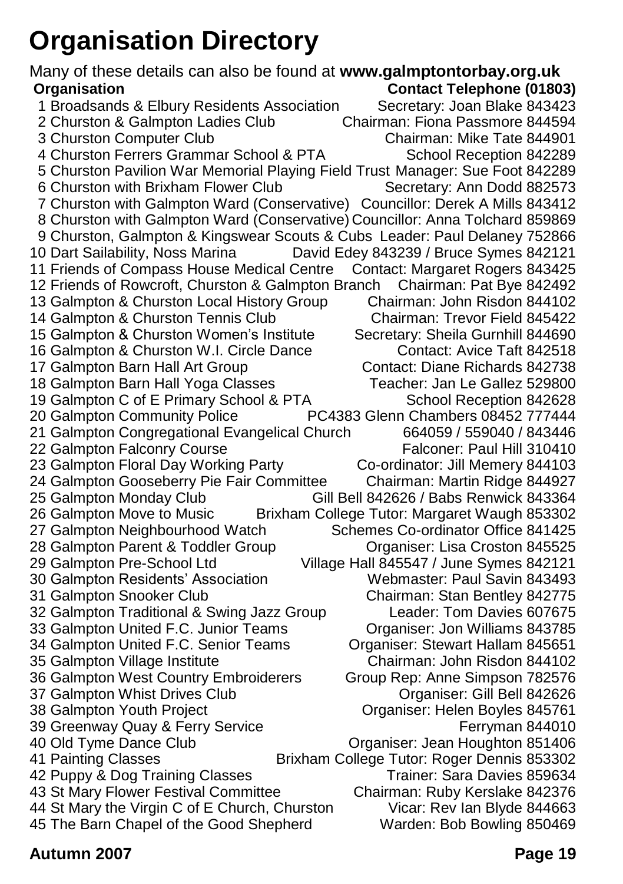# Organisation Directory

Many of these details can also be found at **www.galmptontorbay.org.uk**

| | Organisation | Contact Telephone (01803) |
|---|---|---|
| 1 | Broadsands & Elbury Residents Association | Secretary: Joan Blake 843423 |
| 2 | Churston & Galmpton Ladies Club | Chairman: Fiona Passmore 844594 |
| 3 | Churston Computer Club | Chairman: Mike Tate 844901 |
| 4 | Churston Ferrers Grammar School & PTA | School Reception 842289 |
| 5 | Churston Pavilion War Memorial Playing Field Trust | Manager: Sue Foot 842289 |
| 6 | Churston with Brixham Flower Club | Secretary: Ann Dodd 882573 |
| 7 | Churston with Galmpton Ward (Conservative) | Councillor: Derek A Mills 843412 |
| 8 | Churston with Galmpton Ward (Conservative) | Councillor: Anna Tolchard 859869 |
| 9 | Churston, Galmpton & Kingswear Scouts & Cubs | Leader: Paul Delaney 752866 |
| 10 | Dart Sailability, Noss Marina | David Edey 843239 / Bruce Symes 842121 |
| 11 | Friends of Compass House Medical Centre | Contact: Margaret Rogers 843425 |
| 12 | Friends of Rowcroft, Churston & Galmpton Branch | Chairman: Pat Bye 842492 |
| 13 | Galmpton & Churston Local History Group | Chairman: John Risdon 844102 |
| 14 | Galmpton & Churston Tennis Club | Chairman: Trevor Field 845422 |
| 15 | Galmpton & Churston Women's Institute | Secretary: Sheila Gurnhill 844690 |
| 16 | Galmpton & Churston W.I. Circle Dance | Contact: Avice Taft 842518 |
| 17 | Galmpton Barn Hall Art Group | Contact: Diane Richards 842738 |
| 18 | Galmpton Barn Hall Yoga Classes | Teacher: Jan Le Gallez 529800 |
| 19 | Galmpton C of E Primary School & PTA | School Reception 842628 |
| 20 | Galmpton Community Police | PC4383 Glenn Chambers 08452 777444 |
| 21 | Galmpton Congregational Evangelical Church | 664059 / 559040 / 843446 |
| 22 | Galmpton Falconry Course | Falconer: Paul Hill 310410 |
| 23 | Galmpton Floral Day Working Party | Co-ordinator: Jill Memery 844103 |
| 24 | Galmpton Gooseberry Pie Fair Committee | Chairman: Martin Ridge 844927 |
| 25 | Galmpton Monday Club | Gill Bell 842626 / Babs Renwick 843364 |
| 26 | Galmpton Move to Music | Brixham College Tutor: Margaret Waugh 853302 |
| 27 | Galmpton Neighbourhood Watch | Schemes Co-ordinator Office 841425 |
| 28 | Galmpton Parent & Toddler Group | Organiser: Lisa Croston 845525 |
| 29 | Galmpton Pre-School Ltd | Village Hall 845547 / June Symes 842121 |
| 30 | Galmpton Residents' Association | Webmaster: Paul Savin 843493 |
| 31 | Galmpton Snooker Club | Chairman: Stan Bentley 842775 |
| 32 | Galmpton Traditional & Swing Jazz Group | Leader: Tom Davies 607675 |
| 33 | Galmpton United F.C. Junior Teams | Organiser: Jon Williams 843785 |
| 34 | Galmpton United F.C. Senior Teams | Organiser: Stewart Hallam 845651 |
| 35 | Galmpton Village Institute | Chairman: John Risdon 844102 |
| 36 | Galmpton West Country Embroiderers | Group Rep: Anne Simpson 782576 |
| 37 | Galmpton Whist Drives Club | Organiser: Gill Bell 842626 |
| 38 | Galmpton Youth Project | Organiser: Helen Boyles 845761 |
| 39 | Greenway Quay & Ferry Service | Ferryman 844010 |
| 40 | Old Tyme Dance Club | Organiser: Jean Houghton 851406 |
| 41 | Painting Classes | Brixham College Tutor: Roger Dennis 853302 |
| 42 | Puppy & Dog Training Classes | Trainer: Sara Davies 859634 |
| 43 | St Mary Flower Festival Committee | Chairman: Ruby Kerslake 842376 |
| 44 | St Mary the Virgin C of E Church, Churston | Vicar: Rev Ian Blyde 844663 |
| 45 | The Barn Chapel of the Good Shepherd | Warden: Bob Bowling 850469 |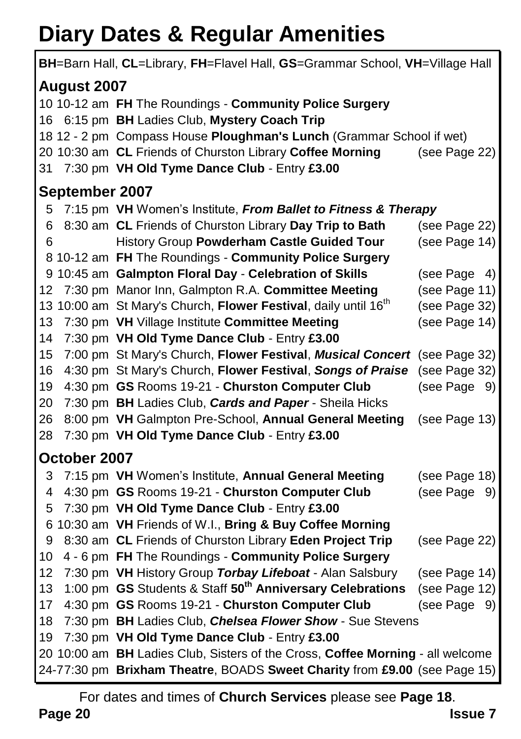# Diary Dates & Regular Amenities

**BH**=Barn Hall, **CL**=Library, **FH**=Flavel Hall, **GS**=Grammar School, **VH**=Village Hall

## August 2007

| Date | Time | Event | Page |
|---|---|---|---|
| 10 | 10-12 am | **FH** The Roundings - **Community Police Surgery** | |
| 16 | 6:15 pm | **BH** Ladies Club, **Mystery Coach Trip** | |
| 18 | 12 - 2 pm | Compass House **Ploughman's Lunch** (Grammar School if wet) | |
| 20 | 10:30 am | **CL** Friends of Churston Library **Coffee Morning** | (see Page 22) |
| 31 | 7:30 pm | **VH Old Tyme Dance Club** - Entry **£3.00** | |

## September 2007

| Date | Time | Event | Page |
|---|---|---|---|
| 5 | 7:15 pm | **VH** Women's Institute, ***From Ballet to Fitness & Therapy*** | |
| 6 | 8:30 am | **CL** Friends of Churston Library **Day Trip to Bath** | (see Page 22) |
| 6 | | History Group **Powderham Castle Guided Tour** | (see Page 14) |
| 8 | 10-12 am | **FH** The Roundings - **Community Police Surgery** | |
| 9 | 10:45 am | **Galmpton Floral Day** - **Celebration of Skills** | (see Page 4) |
| 12 | 7:30 pm | Manor Inn, Galmpton R.A. **Committee Meeting** | (see Page 11) |
| 13 | 10:00 am | St Mary's Church, **Flower Festival**, daily until 16th | (see Page 32) |
| 13 | 7:30 pm | **VH** Village Institute **Committee Meeting** | (see Page 14) |
| 14 | 7:30 pm | **VH Old Tyme Dance Club** - Entry **£3.00** | |
| 15 | 7:00 pm | St Mary's Church, **Flower Festival**, ***Musical Concert*** | (see Page 32) |
| 16 | 4:30 pm | St Mary's Church, **Flower Festival**, ***Songs of Praise*** | (see Page 32) |
| 19 | 4:30 pm | **GS** Rooms 19-21 - **Churston Computer Club** | (see Page 9) |
| 20 | 7:30 pm | **BH** Ladies Club, ***Cards and Paper*** - Sheila Hicks | |
| 26 | 8:00 pm | **VH** Galmpton Pre-School, **Annual General Meeting** | (see Page 13) |
| 28 | 7:30 pm | **VH Old Tyme Dance Club** - Entry **£3.00** | |

## October 2007

| Date | Time | Event | Page |
|---|---|---|---|
| 3 | 7:15 pm | **VH** Women's Institute, **Annual General Meeting** | (see Page 18) |
| 4 | 4:30 pm | **GS** Rooms 19-21 - **Churston Computer Club** | (see Page 9) |
| 5 | 7:30 pm | **VH Old Tyme Dance Club** - Entry **£3.00** | |
| 6 | 10:30 am | **VH** Friends of W.I., **Bring & Buy Coffee Morning** | |
| 9 | 8:30 am | **CL** Friends of Churston Library **Eden Project Trip** | (see Page 22) |
| 10 | 4 - 6 pm | **FH** The Roundings - **Community Police Surgery** | |
| 12 | 7:30 pm | **VH** History Group ***Torbay Lifeboat*** - Alan Salsbury | (see Page 14) |
| 13 | 1:00 pm | **GS** Students & Staff **50th Anniversary Celebrations** | (see Page 12) |
| 17 | 4:30 pm | **GS** Rooms 19-21 - **Churston Computer Club** | (see Page 9) |
| 18 | 7:30 pm | **BH** Ladies Club, ***Chelsea Flower Show*** - Sue Stevens | |
| 19 | 7:30 pm | **VH Old Tyme Dance Club** - Entry **£3.00** | |
| 20 | 10:00 am | **BH** Ladies Club, Sisters of the Cross, **Coffee Morning** - all welcome | |
| 24-7 | 7:30 pm | **Brixham Theatre**, BOADS **Sweet Charity** from **£9.00** | (see Page 15) |

For dates and times of **Church Services** please see **Page 18**.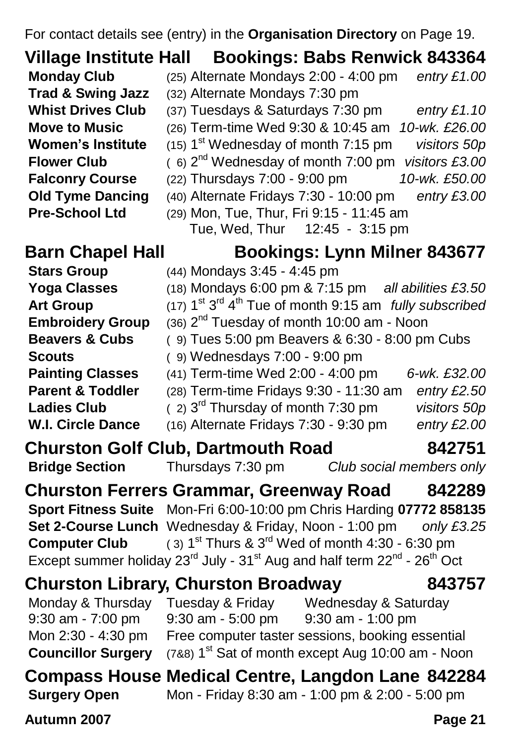For contact details see (entry) in the **Organisation Directory** on Page 19.

## Village Institute Hall Bookings: Babs Renwick 843364

| | | |
|---|---|---|
| **Monday Club** | (25) Alternate Mondays 2:00 - 4:00 pm | *entry £1.00* |
| **Trad & Swing Jazz** | (32) Alternate Mondays 7:30 pm | |
| **Whist Drives Club** | (37) Tuesdays & Saturdays 7:30 pm | *entry £1.10* |
| **Move to Music** | (26) Term-time Wed 9:30 & 10:45 am | *10-wk. £26.00* |
| **Women's Institute** | (15) 1st Wednesday of month 7:15 pm | *visitors 50p* |
| **Flower Club** | ( 6) 2nd Wednesday of month 7:00 pm | *visitors £3.00* |
| **Falconry Course** | (22) Thursdays 7:00 - 9:00 pm | *10-wk. £50.00* |
| **Old Tyme Dancing** | (40) Alternate Fridays 7:30 - 10:00 pm | *entry £3.00* |
| **Pre-School Ltd** | (29) Mon, Tue, Thur, Fri 9:15 - 11:45 am<br>Tue, Wed, Thur 12:45 - 3:15 pm | |

## Barn Chapel Hall Bookings: Lynn Milner 843677

| | | |
|---|---|---|
| **Stars Group** | (44) Mondays 3:45 - 4:45 pm | |
| **Yoga Classes** | (18) Mondays 6:00 pm & 7:15 pm | *all abilities £3.50* |
| **Art Group** | (17) 1st 3rd 4th Tue of month 9:15 am | *fully subscribed* |
| **Embroidery Group** | (36) 2nd Tuesday of month 10:00 am - Noon | |
| **Beavers & Cubs** | ( 9) Tues 5:00 pm Beavers & 6:30 - 8:00 pm Cubs | |
| **Scouts** | ( 9) Wednesdays 7:00 - 9:00 pm | |
| **Painting Classes** | (41) Term-time Wed 2:00 - 4:00 pm | *6-wk. £32.00* |
| **Parent & Toddler** | (28) Term-time Fridays 9:30 - 11:30 am | *entry £2.50* |
| **Ladies Club** | ( 2) 3rd Thursday of month 7:30 pm | *visitors 50p* |
| **W.I. Circle Dance** | (16) Alternate Fridays 7:30 - 9:30 pm | *entry £2.00* |

## Churston Golf Club, Dartmouth Road 842751

**Bridge Section** Thursdays 7:30 pm *Club social members only*

## Churston Ferrers Grammar, Greenway Road 842289

**Sport Fitness Suite** Mon-Fri 6:00-10:00 pm Chris Harding **07772 858135**

**Set 2-Course Lunch** Wednesday & Friday, Noon - 1:00 pm *only £3.25*

**Computer Club** ( 3) 1st Thurs & 3rd Wed of month 4:30 - 6:30 pm

Except summer holiday 23rd July - 31st Aug and half term 22nd - 26th Oct

## Churston Library, Churston Broadway 843757

| Monday & Thursday | Tuesday & Friday | Wednesday & Saturday |
|---|---|---|
| 9:30 am - 7:00 pm | 9:30 am - 5:00 pm | 9:30 am - 1:00 pm |

Mon 2:30 - 4:30 pm Free computer taster sessions, booking essential

**Councillor Surgery** (7&8) 1st Sat of month except Aug 10:00 am - Noon

## Compass House Medical Centre, Langdon Lane 842284

**Surgery Open** Mon - Friday 8:30 am - 1:00 pm & 2:00 - 5:00 pm

**Autumn 2007**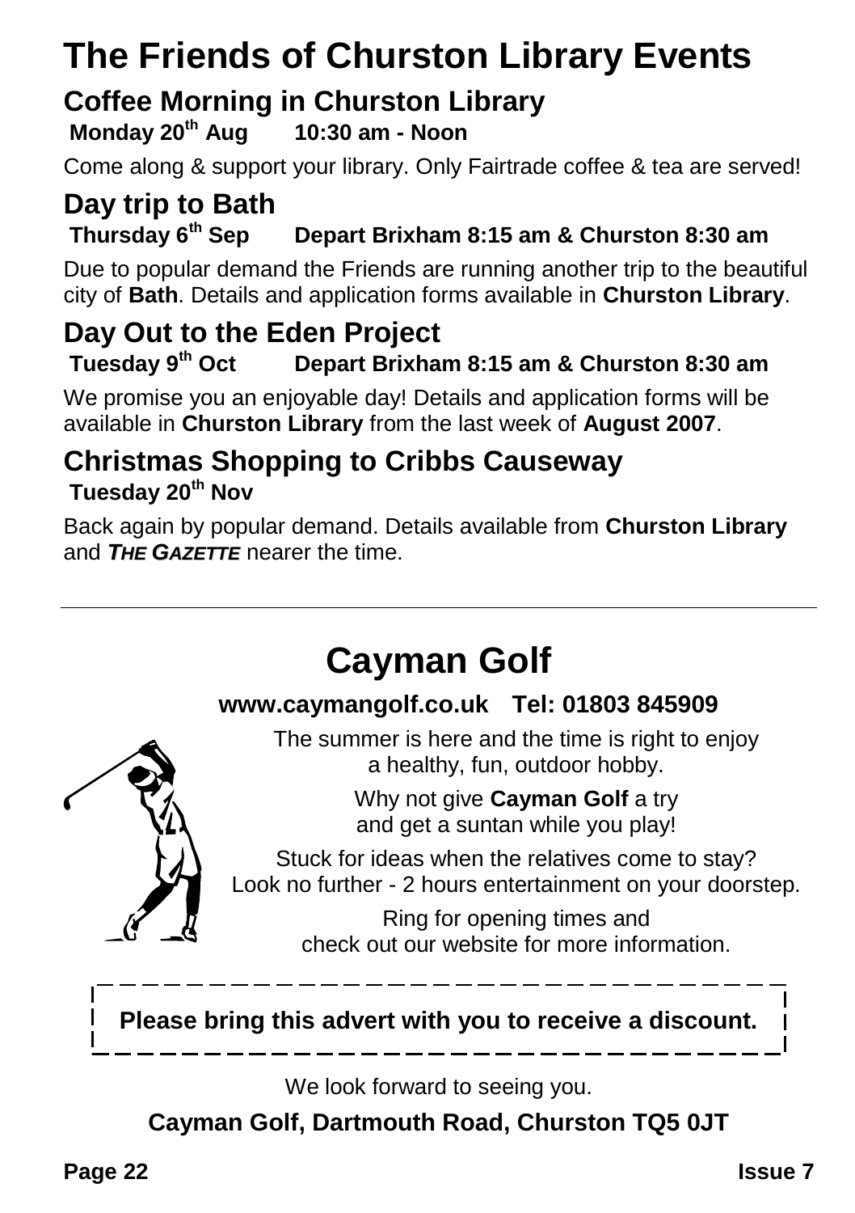# The Friends of Churston Library Events

## Coffee Morning in Churston Library

**Monday 20th Aug 10:30 am - Noon**

Come along & support your library. Only Fairtrade coffee & tea are served!

## Day trip to Bath

**Thursday 6th Sep Depart Brixham 8:15 am & Churston 8:30 am**

Due to popular demand the Friends are running another trip to the beautiful city of **Bath**. Details and application forms available in **Churston Library**.

## Day Out to the Eden Project

**Tuesday 9th Oct Depart Brixham 8:15 am & Churston 8:30 am**

We promise you an enjoyable day! Details and application forms will be available in **Churston Library** from the last week of **August 2007**.

## Christmas Shopping to Cribbs Causeway

**Tuesday 20th Nov**

Back again by popular demand. Details available from **Churston Library** and ***THE GAZETTE*** nearer the time.

---

# Cayman Golf

**www.caymangolf.co.uk Tel: 01803 845909**

The summer is here and the time is right to enjoy a healthy, fun, outdoor hobby.

Why not give **Cayman Golf** a try and get a suntan while you play!

Stuck for ideas when the relatives come to stay? Look no further - 2 hours entertainment on your doorstep.

Ring for opening times and check out our website for more information.

**Please bring this advert with you to receive a discount.**

We look forward to seeing you.

**Cayman Golf, Dartmouth Road, Churston TQ5 0JT**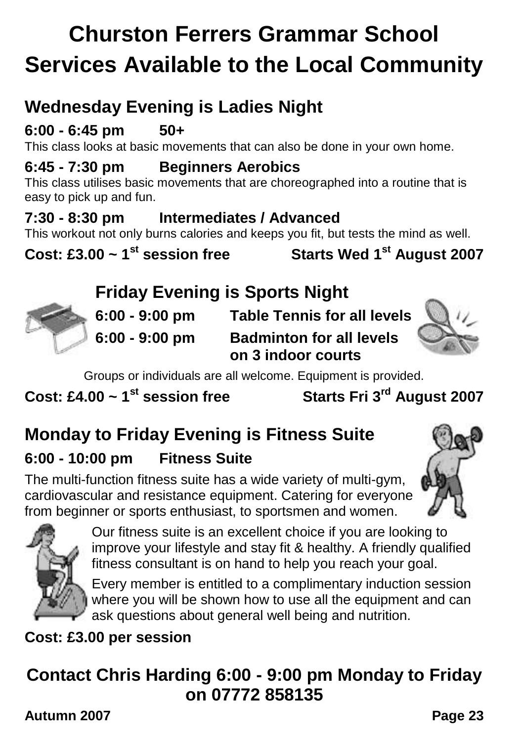# Churston Ferrers Grammar School Services Available to the Local Community

## Wednesday Evening is Ladies Night

**6:00 - 6:45 pm 50+**

This class looks at basic movements that can also be done in your own home.

**6:45 - 7:30 pm Beginners Aerobics**

This class utilises basic movements that are choreographed into a routine that is easy to pick up and fun.

**7:30 - 8:30 pm Intermediates / Advanced**

This workout not only burns calories and keeps you fit, but tests the mind as well.

**Cost: £3.00 ~ 1st session free** **Starts Wed 1st August 2007**

## Friday Evening is Sports Night

**6:00 - 9:00 pm Table Tennis for all levels**

**6:00 - 9:00 pm Badminton for all levels on 3 indoor courts**

Groups or individuals are all welcome. Equipment is provided.

**Cost: £4.00 ~ 1st session free** **Starts Fri 3rd August 2007**

## Monday to Friday Evening is Fitness Suite

**6:00 - 10:00 pm Fitness Suite**

The multi-function fitness suite has a wide variety of multi-gym, cardiovascular and resistance equipment. Catering for everyone from beginner or sports enthusiast, to sportsmen and women.

Our fitness suite is an excellent choice if you are looking to improve your lifestyle and stay fit & healthy. A friendly qualified fitness consultant is on hand to help you reach your goal.

Every member is entitled to a complimentary induction session where you will be shown how to use all the equipment and can ask questions about general well being and nutrition.

**Cost: £3.00 per session**

## Contact Chris Harding 6:00 - 9:00 pm Monday to Friday on 07772 858135

**Autumn 2007**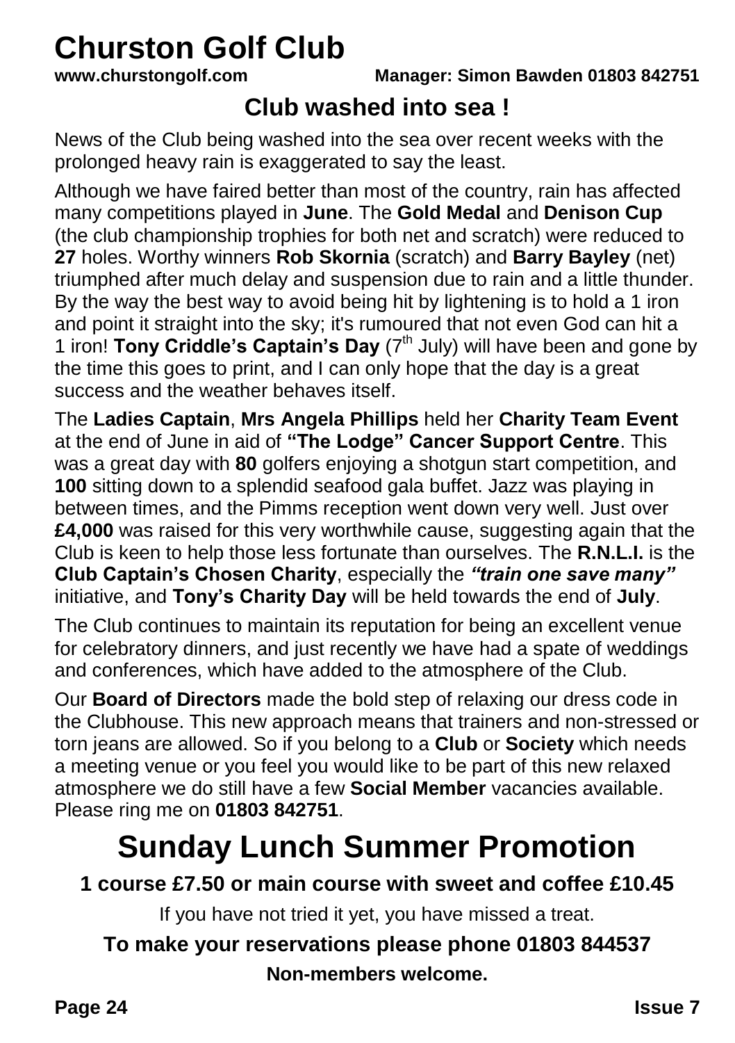# Churston Golf Club

**www.churstongolf.com** **Manager: Simon Bawden 01803 842751**

## Club washed into sea !

News of the Club being washed into the sea over recent weeks with the prolonged heavy rain is exaggerated to say the least.

Although we have faired better than most of the country, rain has affected many competitions played in **June**. The **Gold Medal** and **Denison Cup** (the club championship trophies for both net and scratch) were reduced to **27** holes. Worthy winners **Rob Skornia** (scratch) and **Barry Bayley** (net) triumphed after much delay and suspension due to rain and a little thunder. By the way the best way to avoid being hit by lightening is to hold a 1 iron and point it straight into the sky; it's rumoured that not even God can hit a 1 iron! **Tony Criddle's Captain's Day** (7th July) will have been and gone by the time this goes to print, and I can only hope that the day is a great success and the weather behaves itself.

The **Ladies Captain**, **Mrs Angela Phillips** held her **Charity Team Event** at the end of June in aid of **"The Lodge" Cancer Support Centre**. This was a great day with **80** golfers enjoying a shotgun start competition, and **100** sitting down to a splendid seafood gala buffet. Jazz was playing in between times, and the Pimms reception went down very well. Just over **£4,000** was raised for this very worthwhile cause, suggesting again that the Club is keen to help those less fortunate than ourselves. The **R.N.L.I.** is the **Club Captain's Chosen Charity**, especially the ***"train one save many"*** initiative, and **Tony's Charity Day** will be held towards the end of **July**.

The Club continues to maintain its reputation for being an excellent venue for celebratory dinners, and just recently we have had a spate of weddings and conferences, which have added to the atmosphere of the Club.

Our **Board of Directors** made the bold step of relaxing our dress code in the Clubhouse. This new approach means that trainers and non-stressed or torn jeans are allowed. So if you belong to a **Club** or **Society** which needs a meeting venue or you feel you would like to be part of this new relaxed atmosphere we do still have a few **Social Member** vacancies available. Please ring me on **01803 842751**.

# Sunday Lunch Summer Promotion

**1 course £7.50 or main course with sweet and coffee £10.45**

If you have not tried it yet, you have missed a treat.

**To make your reservations please phone 01803 844537**

**Non-members welcome.**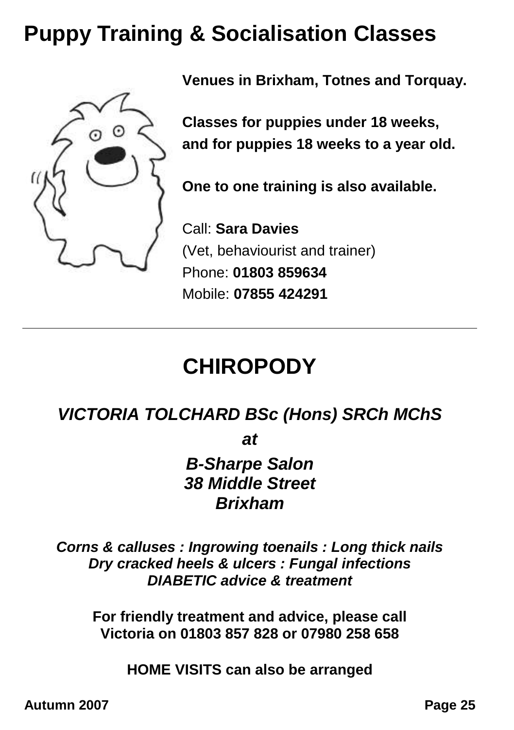# Puppy Training & Socialisation Classes

**Venues in Brixham, Totnes and Torquay.**

**Classes for puppies under 18 weeks, and for puppies 18 weeks to a year old.**

**One to one training is also available.**

Call: **Sara Davies**
(Vet, behaviourist and trainer)
Phone: **01803 859634**
Mobile: **07855 424291**

---

## CHIROPODY

***VICTORIA TOLCHARD BSc (Hons) SRCh MChS***

***at***

***B-Sharpe Salon***
***38 Middle Street***
***Brixham***

***Corns & calluses : Ingrowing toenails : Long thick nails***
***Dry cracked heels & ulcers : Fungal infections***
***DIABETIC advice & treatment***

**For friendly treatment and advice, please call Victoria on 01803 857 828 or 07980 258 658**

**HOME VISITS can also be arranged**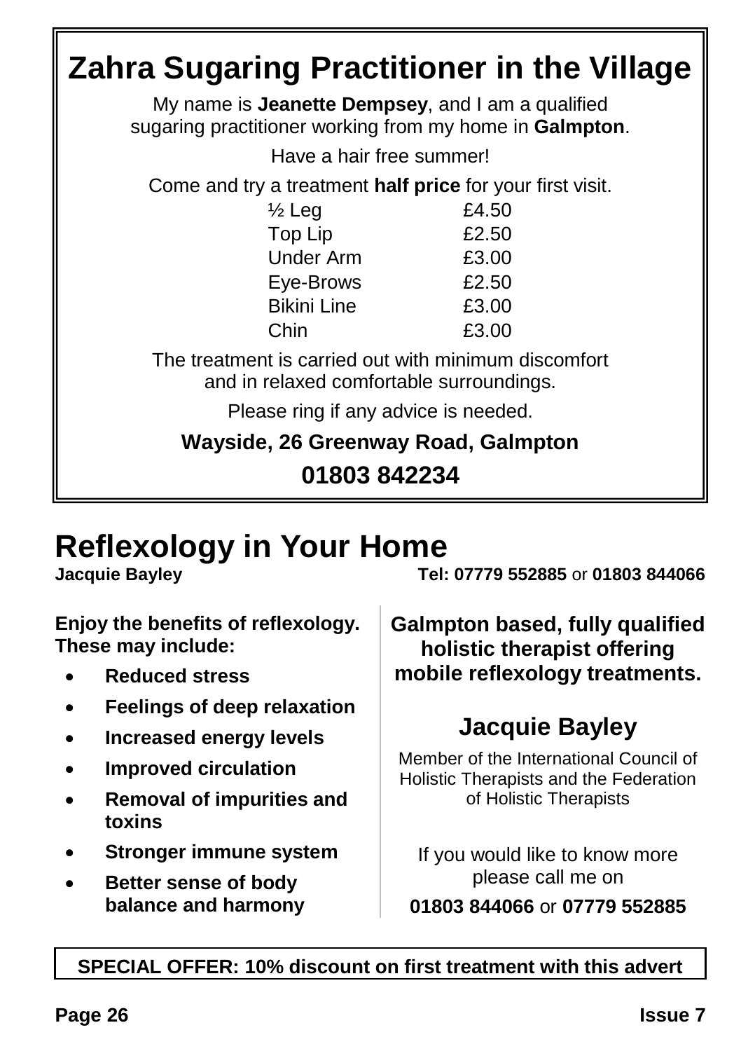# Zahra Sugaring Practitioner in the Village

My name is **Jeanette Dempsey**, and I am a qualified sugaring practitioner working from my home in **Galmpton**.

Have a hair free summer!

Come and try a treatment **half price** for your first visit.

| | |
|---|---|
| ½ Leg | £4.50 |
| Top Lip | £2.50 |
| Under Arm | £3.00 |
| Eye-Brows | £2.50 |
| Bikini Line | £3.00 |
| Chin | £3.00 |

The treatment is carried out with minimum discomfort and in relaxed comfortable surroundings.

Please ring if any advice is needed.

**Wayside, 26 Greenway Road, Galmpton**

**01803 842234**

# Reflexology in Your Home

**Jacquie Bayley** **Tel: 07779 552885** or **01803 844066**

**Enjoy the benefits of reflexology. These may include:**

- **Reduced stress**
- **Feelings of deep relaxation**
- **Increased energy levels**
- **Improved circulation**
- **Removal of impurities and toxins**
- **Stronger immune system**
- **Better sense of body balance and harmony**

**Galmpton based, fully qualified holistic therapist offering mobile reflexology treatments.**

## Jacquie Bayley

Member of the International Council of Holistic Therapists and the Federation of Holistic Therapists

If you would like to know more please call me on

**01803 844066** or **07779 552885**

**SPECIAL OFFER: 10% discount on first treatment with this advert**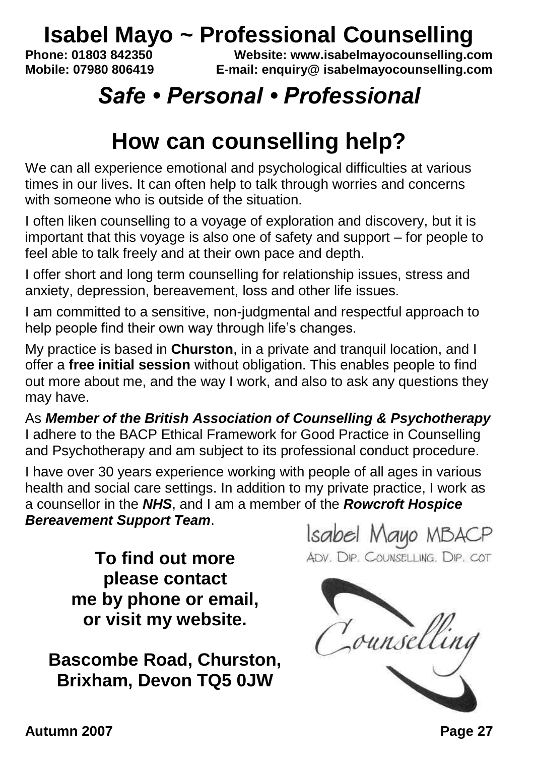# Isabel Mayo ~ Professional Counselling

**Phone: 01803 842350** **Website: www.isabelmayocounselling.com**
**Mobile: 07980 806419** **E-mail: enquiry@ isabelmayocounselling.com**

## *Safe • Personal • Professional*

## How can counselling help?

We can all experience emotional and psychological difficulties at various times in our lives. It can often help to talk through worries and concerns with someone who is outside of the situation.

I often liken counselling to a voyage of exploration and discovery, but it is important that this voyage is also one of safety and support – for people to feel able to talk freely and at their own pace and depth.

I offer short and long term counselling for relationship issues, stress and anxiety, depression, bereavement, loss and other life issues.

I am committed to a sensitive, non-judgmental and respectful approach to help people find their own way through life's changes.

My practice is based in **Churston**, in a private and tranquil location, and I offer a **free initial session** without obligation. This enables people to find out more about me, and the way I work, and also to ask any questions they may have.

As ***Member of the British Association of Counselling & Psychotherapy*** I adhere to the BACP Ethical Framework for Good Practice in Counselling and Psychotherapy and am subject to its professional conduct procedure.

I have over 30 years experience working with people of all ages in various health and social care settings. In addition to my private practice, I work as a counsellor in the ***NHS***, and I am a member of the ***Rowcroft Hospice Bereavement Support Team***.

Isabel Mayo MBACP
ADV. DIP. COUNSELLING. DIP. COT

Counselling

**To find out more please contact me by phone or email, or visit my website.**

**Bascombe Road, Churston, Brixham, Devon TQ5 0JW**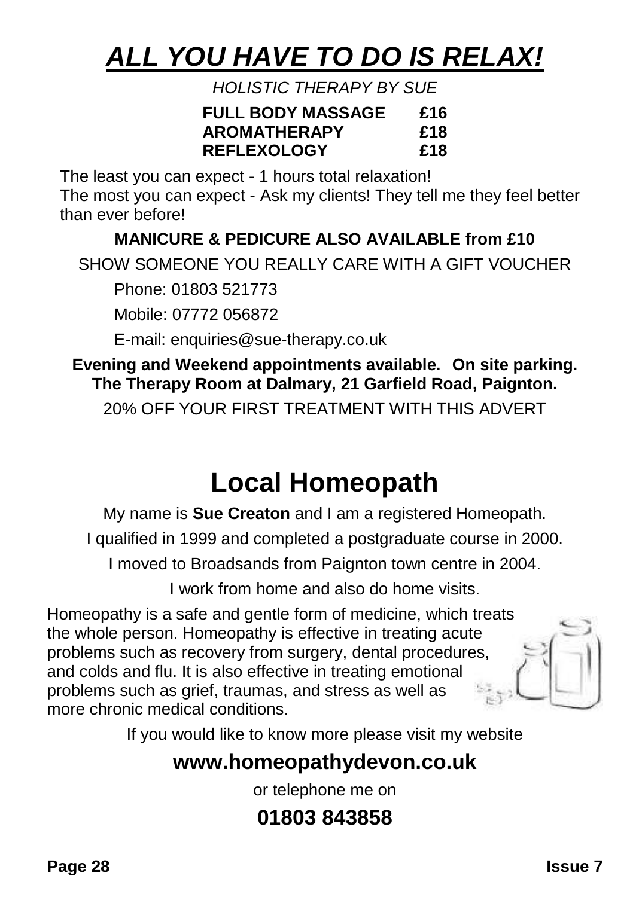# ***ALL YOU HAVE TO DO IS RELAX!***

*HOLISTIC THERAPY BY SUE*

| | |
|---|---|
| **FULL BODY MASSAGE** | **£16** |
| **AROMATHERAPY** | **£18** |
| **REFLEXOLOGY** | **£18** |

The least you can expect - 1 hours total relaxation!
The most you can expect - Ask my clients! They tell me they feel better than ever before!

**MANICURE & PEDICURE ALSO AVAILABLE from £10**

SHOW SOMEONE YOU REALLY CARE WITH A GIFT VOUCHER

Phone: 01803 521773

Mobile: 07772 056872

E-mail: enquiries@sue-therapy.co.uk

**Evening and Weekend appointments available. On site parking.**
**The Therapy Room at Dalmary, 21 Garfield Road, Paignton.**

20% OFF YOUR FIRST TREATMENT WITH THIS ADVERT

# Local Homeopath

My name is **Sue Creaton** and I am a registered Homeopath.

I qualified in 1999 and completed a postgraduate course in 2000.

I moved to Broadsands from Paignton town centre in 2004.

I work from home and also do home visits.

Homeopathy is a safe and gentle form of medicine, which treats the whole person. Homeopathy is effective in treating acute problems such as recovery from surgery, dental procedures, and colds and flu. It is also effective in treating emotional problems such as grief, traumas, and stress as well as more chronic medical conditions.

If you would like to know more please visit my website

## www.homeopathydevon.co.uk

or telephone me on

## 01803 843858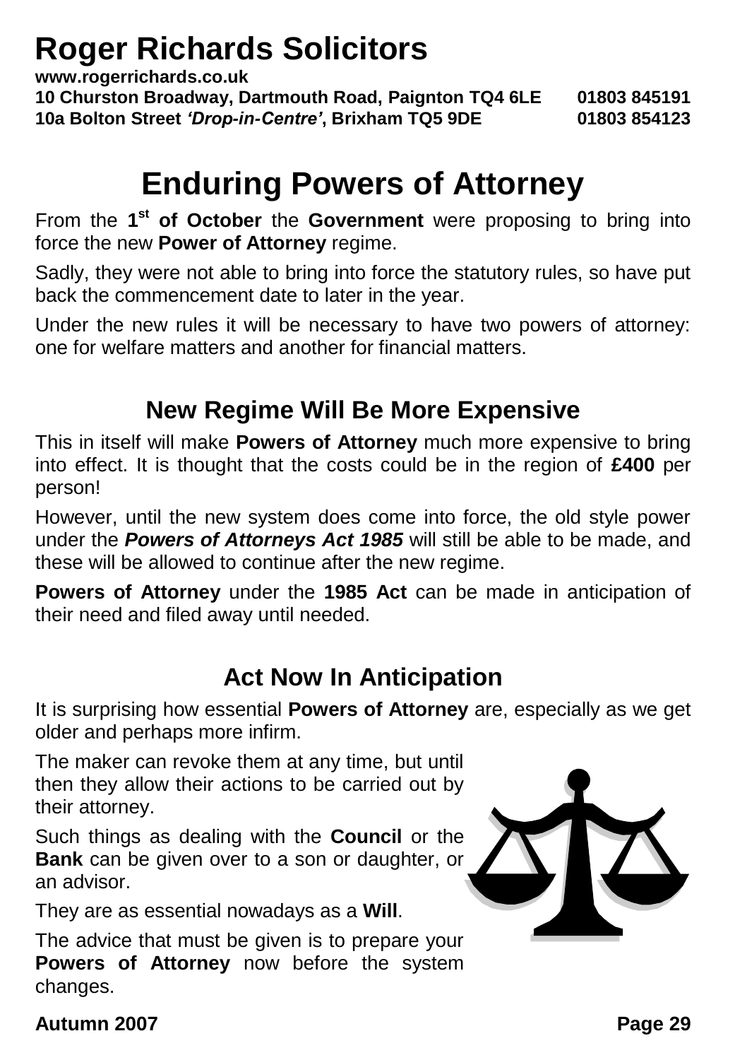# Roger Richards Solicitors

**www.rogerrichards.co.uk**
**10 Churston Broadway, Dartmouth Road, Paignton TQ4 6LE 01803 845191**
**10a Bolton Street *'Drop-in-Centre'*, Brixham TQ5 9DE 01803 854123**

# Enduring Powers of Attorney

From the **1st of October** the **Government** were proposing to bring into force the new **Power of Attorney** regime.

Sadly, they were not able to bring into force the statutory rules, so have put back the commencement date to later in the year.

Under the new rules it will be necessary to have two powers of attorney: one for welfare matters and another for financial matters.

## New Regime Will Be More Expensive

This in itself will make **Powers of Attorney** much more expensive to bring into effect. It is thought that the costs could be in the region of **£400** per person!

However, until the new system does come into force, the old style power under the ***Powers of Attorneys Act 1985*** will still be able to be made, and these will be allowed to continue after the new regime.

**Powers of Attorney** under the **1985 Act** can be made in anticipation of their need and filed away until needed.

## Act Now In Anticipation

It is surprising how essential **Powers of Attorney** are, especially as we get older and perhaps more infirm.

The maker can revoke them at any time, but until then they allow their actions to be carried out by their attorney.

Such things as dealing with the **Council** or the **Bank** can be given over to a son or daughter, or an advisor.

They are as essential nowadays as a **Will**.

The advice that must be given is to prepare your **Powers of Attorney** now before the system changes.

**Autumn 2007**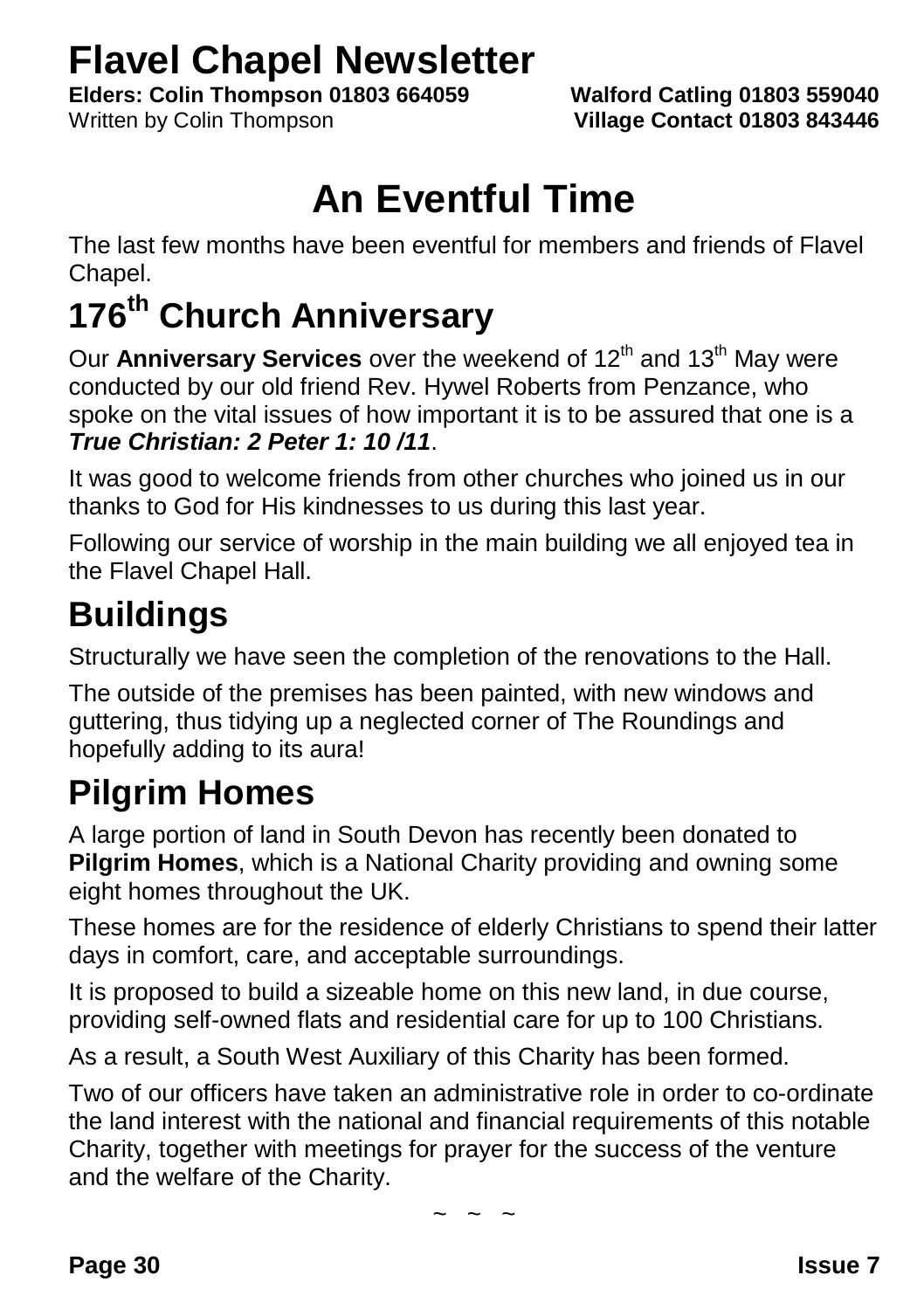# Flavel Chapel Newsletter

**Elders: Colin Thompson 01803 664059** **Walford Catling 01803 559040**

Written by Colin Thompson **Village Contact 01803 843446**

# An Eventful Time

The last few months have been eventful for members and friends of Flavel Chapel.

## 176th Church Anniversary

Our **Anniversary Services** over the weekend of 12th and 13th May were conducted by our old friend Rev. Hywel Roberts from Penzance, who spoke on the vital issues of how important it is to be assured that one is a ***True Christian: 2 Peter 1: 10 /11***.

It was good to welcome friends from other churches who joined us in our thanks to God for His kindnesses to us during this last year.

Following our service of worship in the main building we all enjoyed tea in the Flavel Chapel Hall.

## Buildings

Structurally we have seen the completion of the renovations to the Hall.

The outside of the premises has been painted, with new windows and guttering, thus tidying up a neglected corner of The Roundings and hopefully adding to its aura!

## Pilgrim Homes

A large portion of land in South Devon has recently been donated to **Pilgrim Homes**, which is a National Charity providing and owning some eight homes throughout the UK.

These homes are for the residence of elderly Christians to spend their latter days in comfort, care, and acceptable surroundings.

It is proposed to build a sizeable home on this new land, in due course, providing self-owned flats and residential care for up to 100 Christians.

As a result, a South West Auxiliary of this Charity has been formed.

Two of our officers have taken an administrative role in order to co-ordinate the land interest with the national and financial requirements of this notable Charity, together with meetings for prayer for the success of the venture and the welfare of the Charity.

~ ~ ~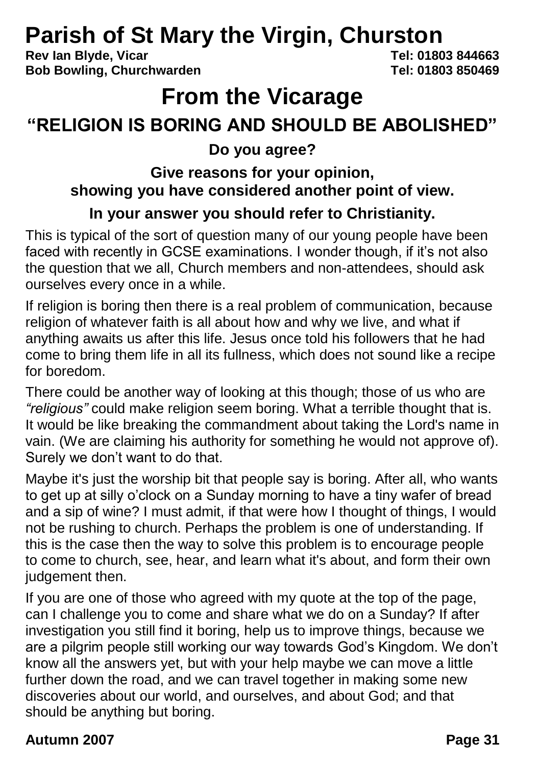# Parish of St Mary the Virgin, Churston

**Rev Ian Blyde, Vicar** **Tel: 01803 844663**
**Bob Bowling, Churchwarden** **Tel: 01803 850469**

## From the Vicarage

### "RELIGION IS BORING AND SHOULD BE ABOLISHED"

**Do you agree?**

**Give reasons for your opinion, showing you have considered another point of view.**

**In your answer you should refer to Christianity.**

This is typical of the sort of question many of our young people have been faced with recently in GCSE examinations. I wonder though, if it's not also the question that we all, Church members and non-attendees, should ask ourselves every once in a while.

If religion is boring then there is a real problem of communication, because religion of whatever faith is all about how and why we live, and what if anything awaits us after this life. Jesus once told his followers that he had come to bring them life in all its fullness, which does not sound like a recipe for boredom.

There could be another way of looking at this though; those of us who are *"religious"* could make religion seem boring. What a terrible thought that is. It would be like breaking the commandment about taking the Lord's name in vain. (We are claiming his authority for something he would not approve of). Surely we don't want to do that.

Maybe it's just the worship bit that people say is boring. After all, who wants to get up at silly o'clock on a Sunday morning to have a tiny wafer of bread and a sip of wine? I must admit, if that were how I thought of things, I would not be rushing to church. Perhaps the problem is one of understanding. If this is the case then the way to solve this problem is to encourage people to come to church, see, hear, and learn what it's about, and form their own judgement then.

If you are one of those who agreed with my quote at the top of the page, can I challenge you to come and share what we do on a Sunday? If after investigation you still find it boring, help us to improve things, because we are a pilgrim people still working our way towards God's Kingdom. We don't know all the answers yet, but with your help maybe we can move a little further down the road, and we can travel together in making some new discoveries about our world, and ourselves, and about God; and that should be anything but boring.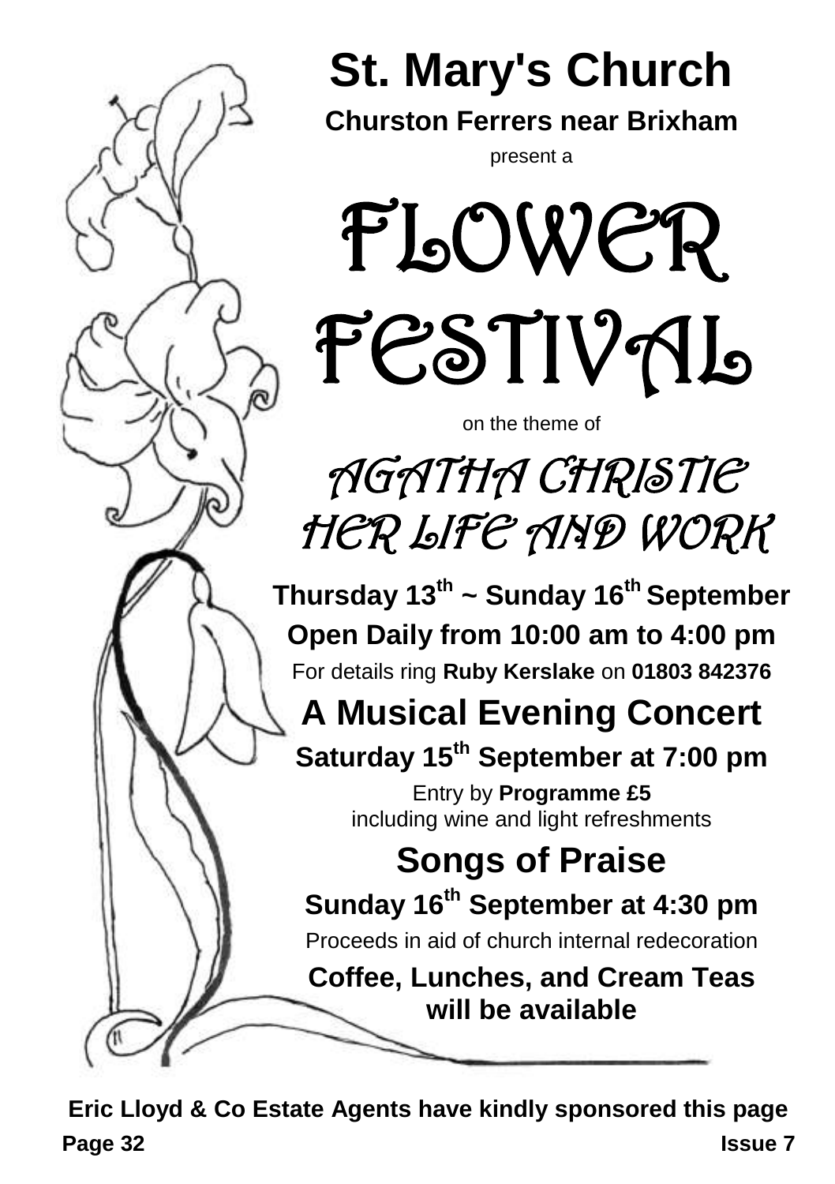# St. Mary's Church

**Churston Ferrers near Brixham**

present a

# FLOWER FESTIVAL

on the theme of

## *AGATHA CHRISTIE HER LIFE AND WORK*

**Thursday 13th ~ Sunday 16th September**

**Open Daily from 10:00 am to 4:00 pm**

For details ring **Ruby Kerslake** on **01803 842376**

## A Musical Evening Concert

**Saturday 15th September at 7:00 pm**

Entry by **Programme £5**
including wine and light refreshments

## Songs of Praise

**Sunday 16th September at 4:30 pm**

Proceeds in aid of church internal redecoration

**Coffee, Lunches, and Cream Teas will be available**

**Eric Lloyd & Co Estate Agents have kindly sponsored this page**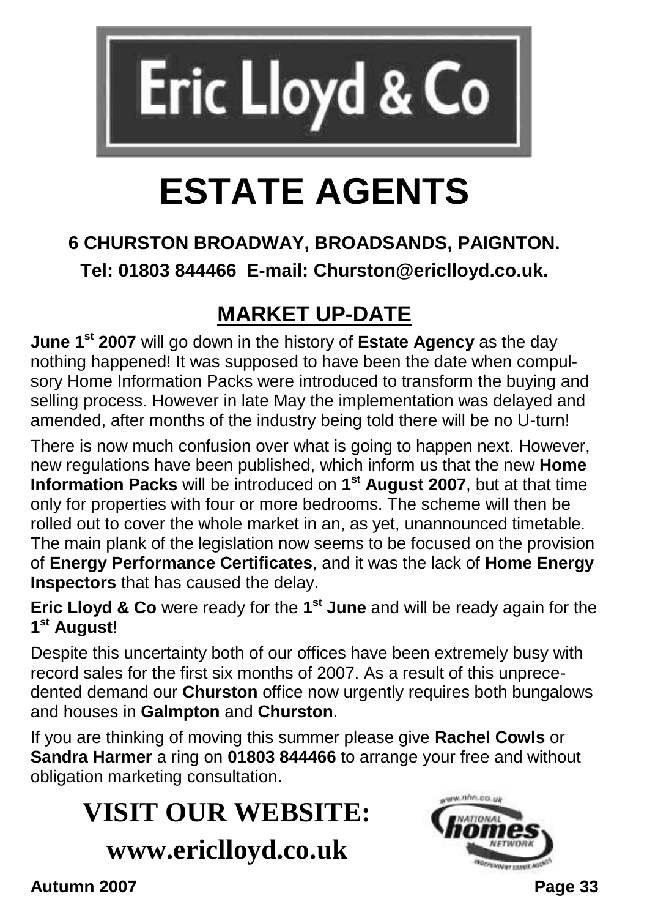# Eric Lloyd & Co

# ESTATE AGENTS

**6 CHURSTON BROADWAY, BROADSANDS, PAIGNTON.**

**Tel: 01803 844466 E-mail: Churston@ericlloyd.co.uk.**

## MARKET UP-DATE

**June 1st 2007** will go down in the history of **Estate Agency** as the day nothing happened! It was supposed to have been the date when compulsory Home Information Packs were introduced to transform the buying and selling process. However in late May the implementation was delayed and amended, after months of the industry being told there will be no U-turn!

There is now much confusion over what is going to happen next. However, new regulations have been published, which inform us that the new **Home Information Packs** will be introduced on **1st August 2007**, but at that time only for properties with four or more bedrooms. The scheme will then be rolled out to cover the whole market in an, as yet, unannounced timetable. The main plank of the legislation now seems to be focused on the provision of **Energy Performance Certificates**, and it was the lack of **Home Energy Inspectors** that has caused the delay.

**Eric Lloyd & Co** were ready for the **1st June** and will be ready again for the **1st August**!

Despite this uncertainty both of our offices have been extremely busy with record sales for the first six months of 2007. As a result of this unprecedented demand our **Churston** office now urgently requires both bungalows and houses in **Galmpton** and **Churston**.

If you are thinking of moving this summer please give **Rachel Cowls** or **Sandra Harmer** a ring on **01803 844466** to arrange your free and without obligation marketing consultation.

## VISIT OUR WEBSITE:

## www.ericlloyd.co.uk

www.nhn.co.uk NATIONAL homes NETWORK INDEPENDENT ESTATE AGENTS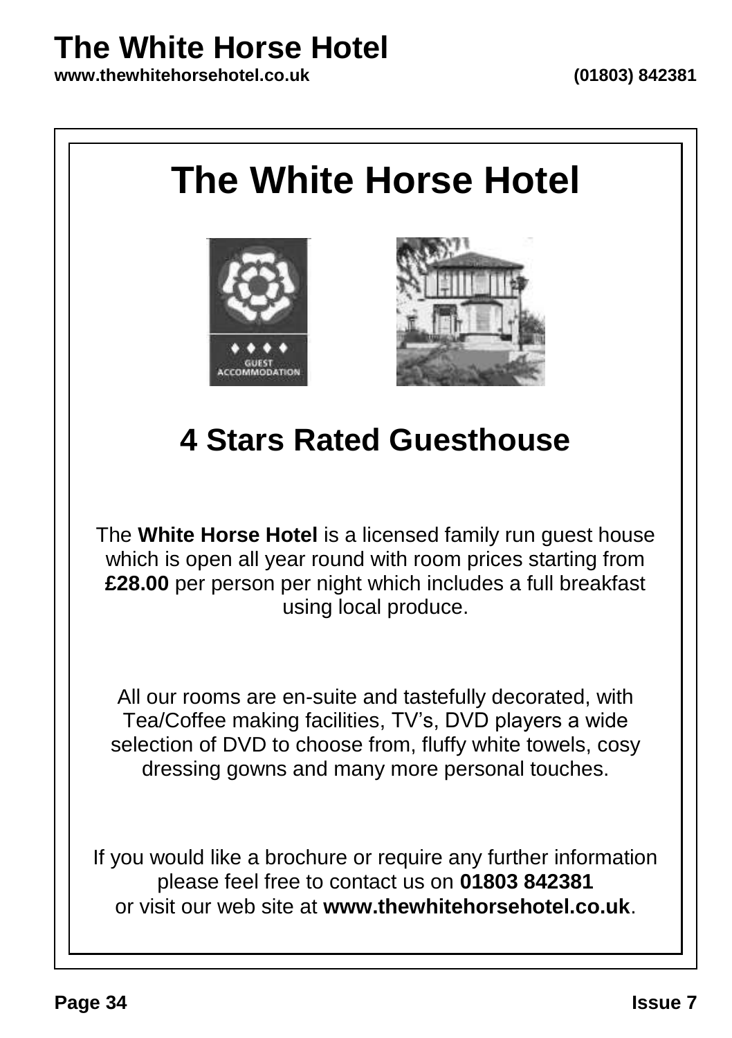# The White Horse Hotel

## 4 Stars Rated Guesthouse

The **White Horse Hotel** is a licensed family run guest house which is open all year round with room prices starting from **£28.00** per person per night which includes a full breakfast using local produce.

All our rooms are en-suite and tastefully decorated, with Tea/Coffee making facilities, TV's, DVD players a wide selection of DVD to choose from, fluffy white towels, cosy dressing gowns and many more personal touches.

If you would like a brochure or require any further information please feel free to contact us on **01803 842381** or visit our web site at **www.thewhitehorsehotel.co.uk**.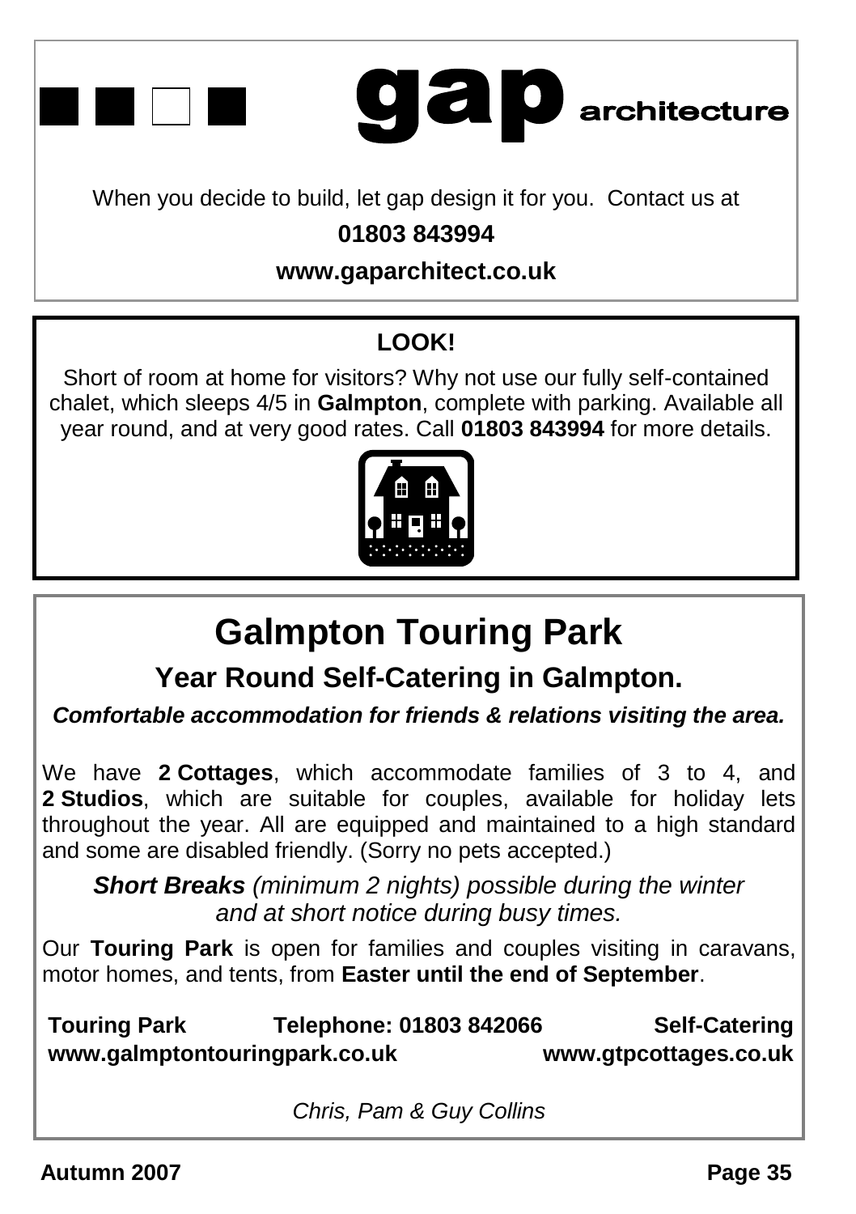# gap architecture

When you decide to build, let gap design it for you. Contact us at

**01803 843994**

**www.gaparchitect.co.uk**

---

**LOOK!**

Short of room at home for visitors? Why not use our fully self-contained chalet, which sleeps 4/5 in **Galmpton**, complete with parking. Available all year round, and at very good rates. Call **01803 843994** for more details.

---

# Galmpton Touring Park

## Year Round Self-Catering in Galmpton.

***Comfortable accommodation for friends & relations visiting the area.***

We have **2 Cottages**, which accommodate families of 3 to 4, and **2 Studios**, which are suitable for couples, available for holiday lets throughout the year. All are equipped and maintained to a high standard and some are disabled friendly. (Sorry no pets accepted.)

***Short Breaks** (minimum 2 nights) possible during the winter and at short notice during busy times.*

Our **Touring Park** is open for families and couples visiting in caravans, motor homes, and tents, from **Easter until the end of September**.

**Touring Park** — **Telephone: 01803 842066** — **Self-Catering**

**www.galmptontouringpark.co.uk** — **www.gtpcottages.co.uk**

*Chris, Pam & Guy Collins*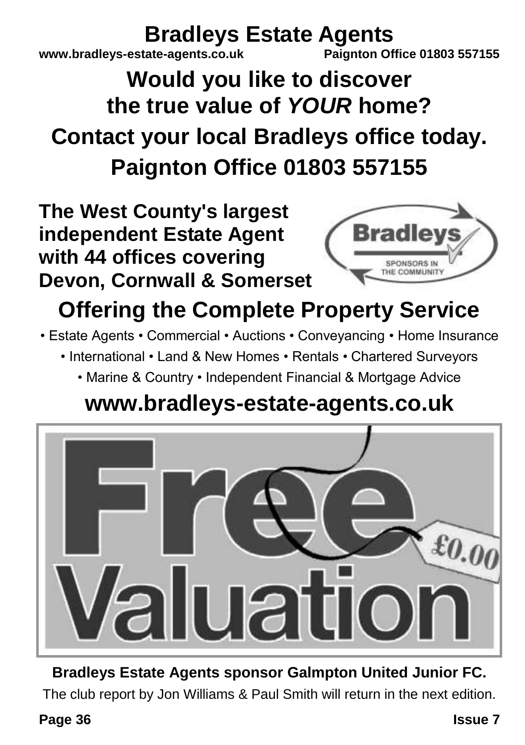# Bradleys Estate Agents

**www.bradleys-estate-agents.co.uk** **Paignton Office 01803 557155**

## Would you like to discover the true value of *YOUR* home?

## Contact your local Bradleys office today.

## Paignton Office 01803 557155

**The West County's largest independent Estate Agent with 44 offices covering Devon, Cornwall & Somerset**

Bradleys
SPONSORS IN THE COMMUNITY

## Offering the Complete Property Service

• Estate Agents • Commercial • Auctions • Conveyancing • Home Insurance
• International • Land & New Homes • Rentals • Chartered Surveyors
• Marine & Country • Independent Financial & Mortgage Advice

## www.bradleys-estate-agents.co.uk

Free Valuation £0.00

**Bradleys Estate Agents sponsor Galmpton United Junior FC.**

The club report by Jon Williams & Paul Smith will return in the next edition.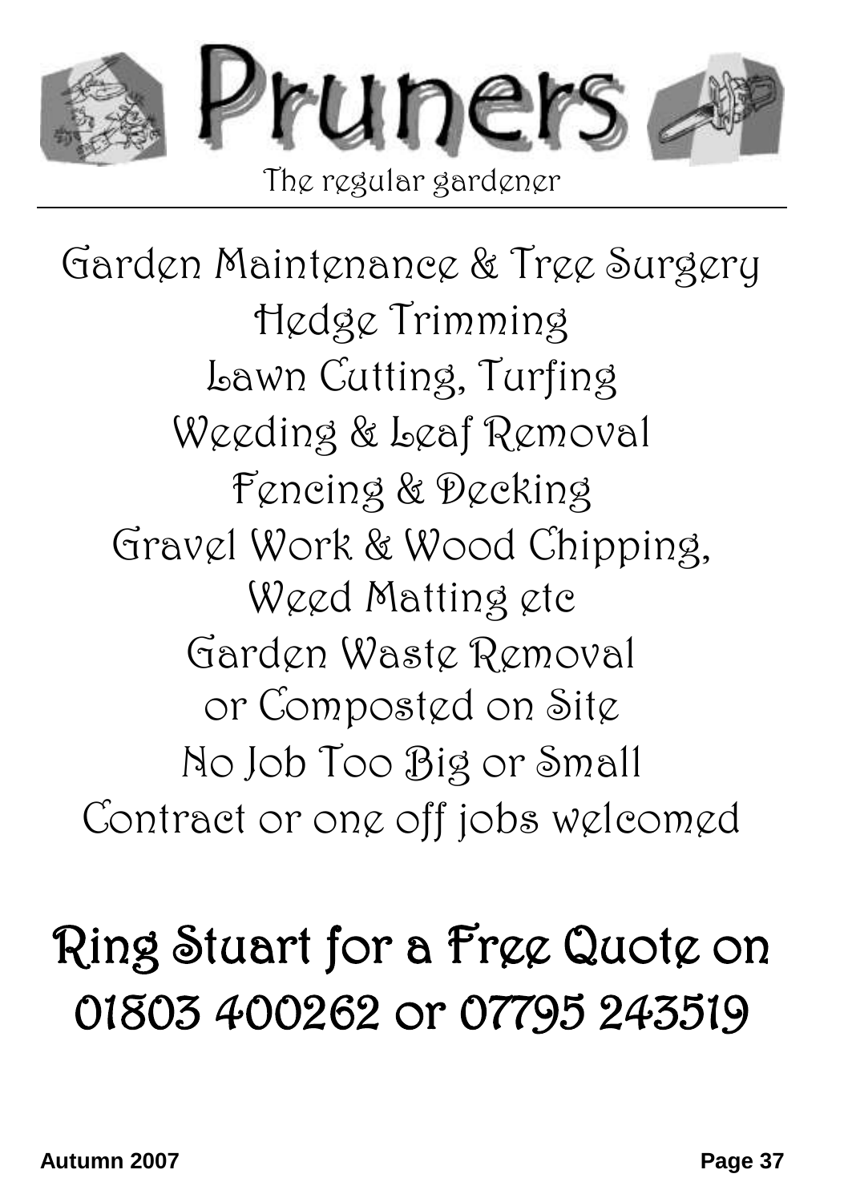# Pruners

The regular gardener

Garden Maintenance & Tree Surgery
Hedge Trimming
Lawn Cutting, Turfing
Weeding & Leaf Removal
Fencing & Decking
Gravel Work & Wood Chipping,
Weed Matting etc
Garden Waste Removal
or Composted on Site
No Job Too Big or Small
Contract or one off jobs welcomed

## Ring Stuart for a Free Quote on 01803 400262 or 07795 243519

**Autumn 2007**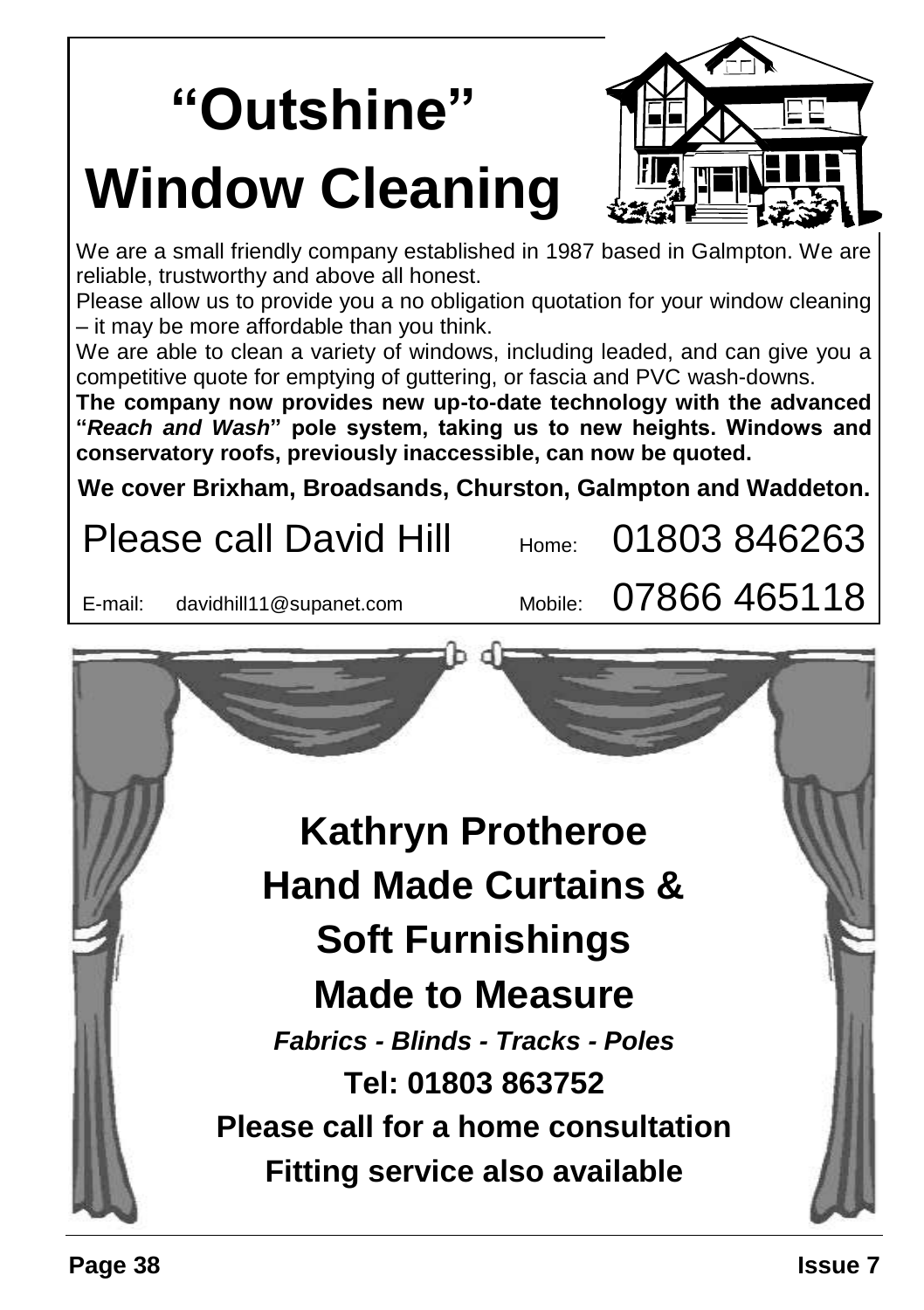# "Outshine" Window Cleaning

We are a small friendly company established in 1987 based in Galmpton. We are reliable, trustworthy and above all honest.

Please allow us to provide you a no obligation quotation for your window cleaning – it may be more affordable than you think.

We are able to clean a variety of windows, including leaded, and can give you a competitive quote for emptying of guttering, or fascia and PVC wash-downs.

**The company now provides new up-to-date technology with the advanced "*Reach and Wash*" pole system, taking us to new heights. Windows and conservatory roofs, previously inaccessible, can now be quoted.**

**We cover Brixham, Broadsands, Churston, Galmpton and Waddeton.**

Please call David Hill Home: 01803 846263

E-mail: davidhill11@supanet.com Mobile: 07866 465118

## Kathryn Protheroe
## Hand Made Curtains & Soft Furnishings
## Made to Measure

***Fabrics - Blinds - Tracks - Poles***

**Tel: 01803 863752**

**Please call for a home consultation**

**Fitting service also available**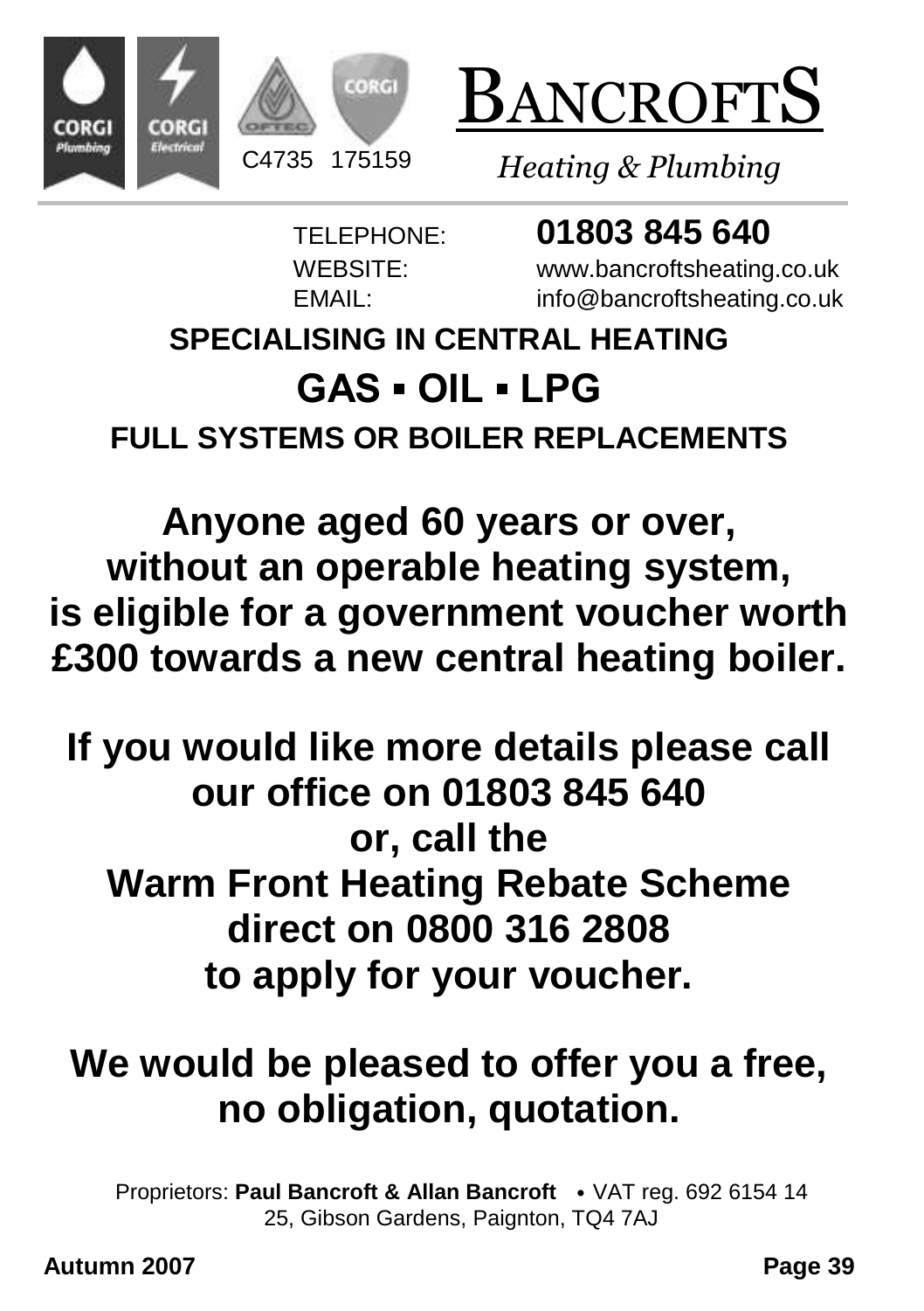CORGI Plumbing CORGI Electrical

C4735 175159

# BANCROFTS

*Heating & Plumbing*

TELEPHONE: **01803 845 640**
WEBSITE: www.bancroftsheating.co.uk
EMAIL: info@bancroftsheating.co.uk

**SPECIALISING IN CENTRAL HEATING**

## GAS ▪ OIL ▪ LPG

**FULL SYSTEMS OR BOILER REPLACEMENTS**

**Anyone aged 60 years or over, without an operable heating system, is eligible for a government voucher worth £300 towards a new central heating boiler.**

**If you would like more details please call our office on 01803 845 640 or, call the Warm Front Heating Rebate Scheme direct on 0800 316 2808 to apply for your voucher.**

**We would be pleased to offer you a free, no obligation, quotation.**

Proprietors: **Paul Bancroft & Allan Bancroft** • VAT reg. 692 6154 14
25, Gibson Gardens, Paignton, TQ4 7AJ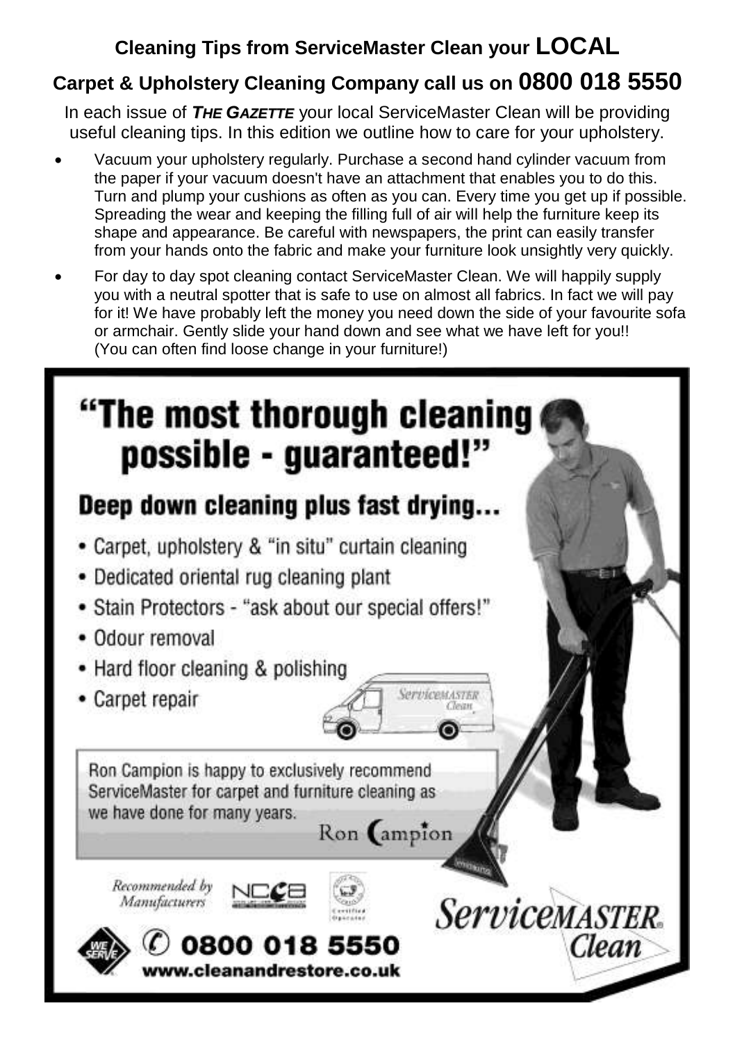**Cleaning Tips from ServiceMaster Clean your LOCAL**

**Carpet & Upholstery Cleaning Company call us on 0800 018 5550**

In each issue of ***THE GAZETTE*** your local ServiceMaster Clean will be providing useful cleaning tips. In this edition we outline how to care for your upholstery.

- Vacuum your upholstery regularly. Purchase a second hand cylinder vacuum from the paper if your vacuum doesn't have an attachment that enables you to do this. Turn and plump your cushions as often as you can. Every time you get up if possible. Spreading the wear and keeping the filling full of air will help the furniture keep its shape and appearance. Be careful with newspapers, the print can easily transfer from your hands onto the fabric and make your furniture look unsightly very quickly.
- For day to day spot cleaning contact ServiceMaster Clean. We will happily supply you with a neutral spotter that is safe to use on almost all fabrics. In fact we will pay for it! We have probably left the money you need down the side of your favourite sofa or armchair. Gently slide your hand down and see what we have left for you!! (You can often find loose change in your furniture!)

# "The most thorough cleaning possible - guaranteed!"

## Deep down cleaning plus fast drying...

- Carpet, upholstery & "in situ" curtain cleaning
- Dedicated oriental rug cleaning plant
- Stain Protectors - "ask about our special offers!"
- Odour removal
- Hard floor cleaning & polishing
- Carpet repair

Ron Campion is happy to exclusively recommend ServiceMaster for carpet and furniture cleaning as we have done for many years.

Ron Campion

Recommended by Manufacturers

NCCB

ServiceMASTER Clean

0800 018 5550

www.cleanandrestore.co.uk